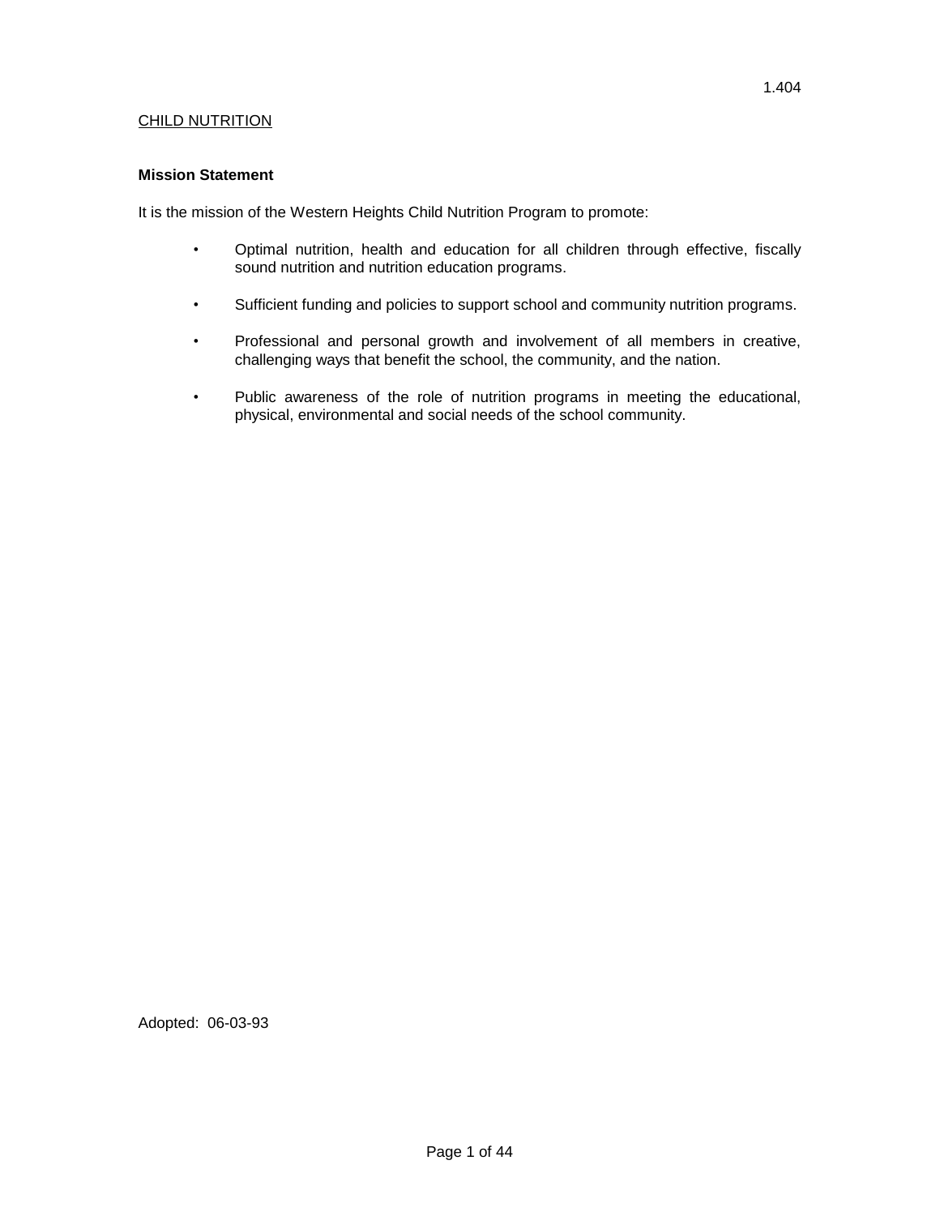1.404

CHILD NUTRITION

**Mission Statement**

It is the mission of the Western Heights Child Nutrition Program to promote:

- Optimal nutrition, health and education for all children through effective, fiscally sound nutrition and nutrition education programs.
- Sufficient funding and policies to support school and community nutrition programs.
- Professional and personal growth and involvement of all members in creative, challenging ways that benefit the school, the community, and the nation.
- Public awareness of the role of nutrition programs in meeting the educational, physical, environmental and social needs of the school community.

Adopted: 06-03-93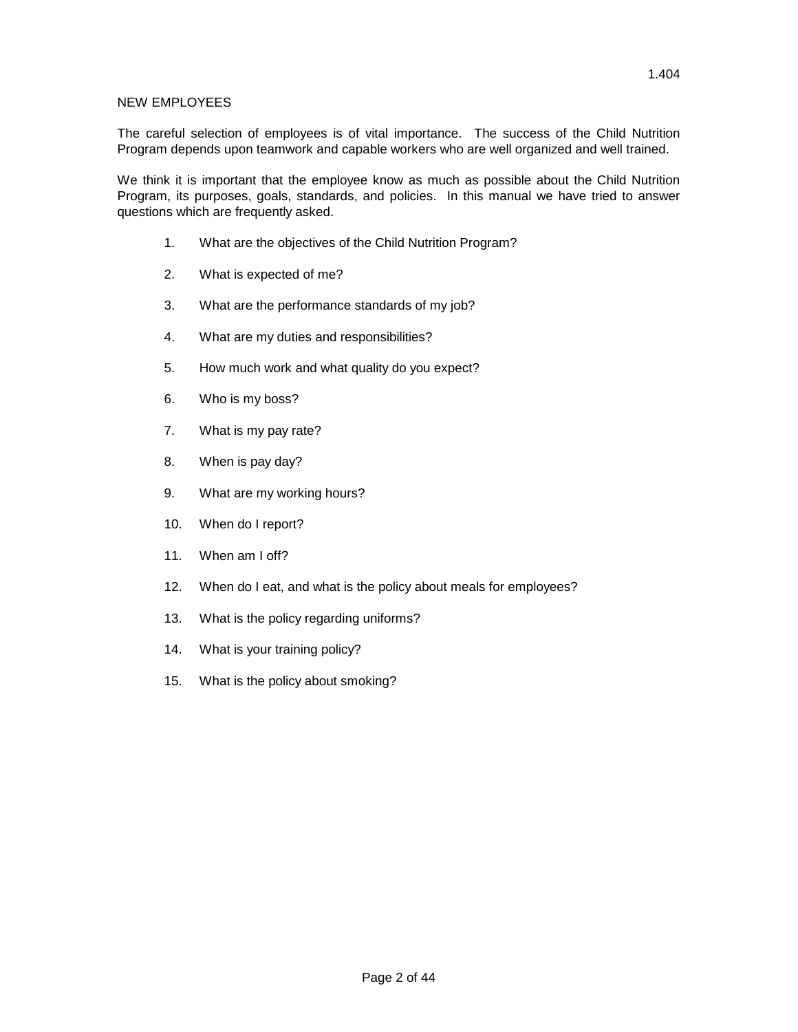1.404

## NEW EMPLOYEES

The careful selection of employees is of vital importance. The success of the Child Nutrition Program depends upon teamwork and capable workers who are well organized and well trained.

We think it is important that the employee know as much as possible about the Child Nutrition Program, its purposes, goals, standards, and policies. In this manual we have tried to answer questions which are frequently asked.

1. What are the objectives of the Child Nutrition Program?
2. What is expected of me?
3. What are the performance standards of my job?
4. What are my duties and responsibilities?
5. How much work and what quality do you expect?
6. Who is my boss?
7. What is my pay rate?
8. When is pay day?
9. What are my working hours?
10. When do I report?
11. When am I off?
12. When do I eat, and what is the policy about meals for employees?
13. What is the policy regarding uniforms?
14. What is your training policy?
15. What is the policy about smoking?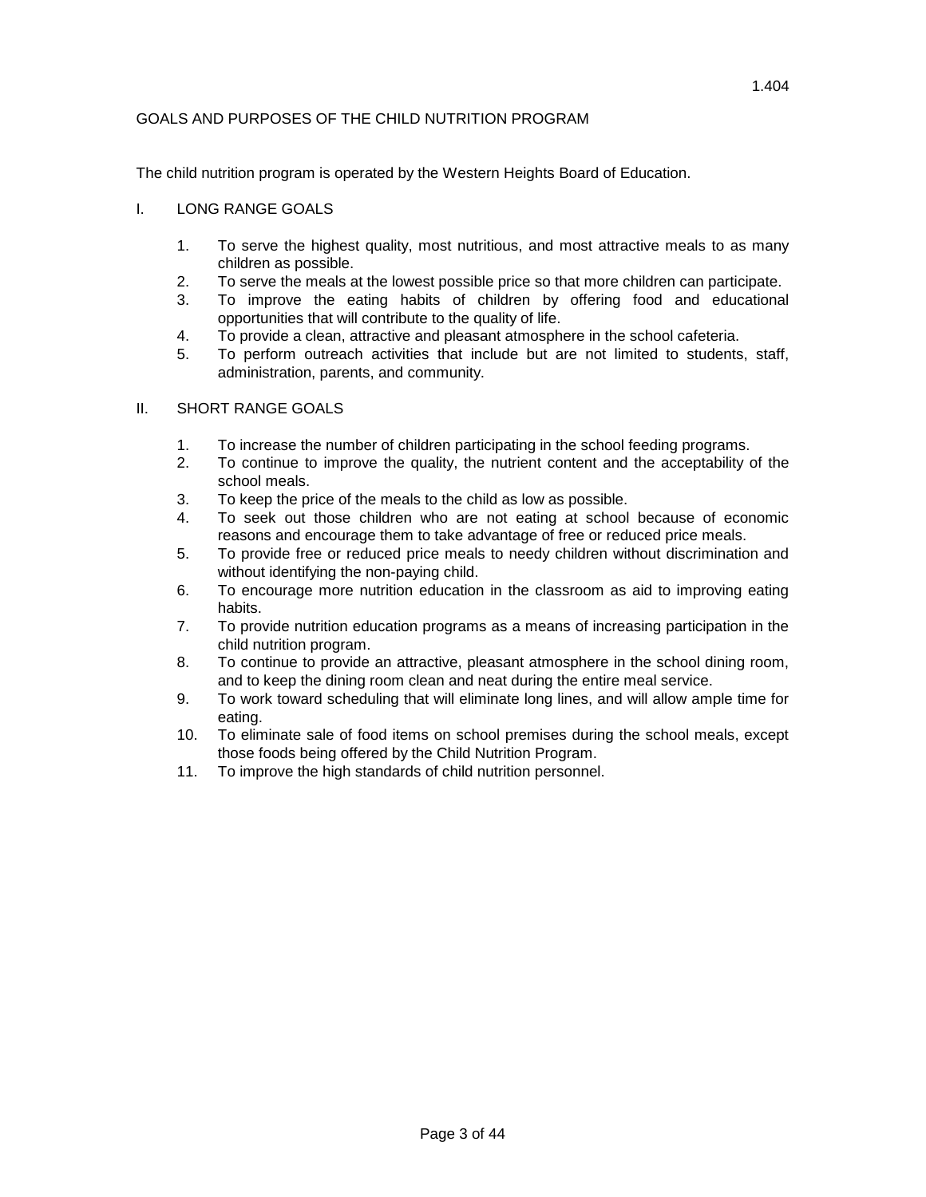1.404

# GOALS AND PURPOSES OF THE CHILD NUTRITION PROGRAM

The child nutrition program is operated by the Western Heights Board of Education.

## I. LONG RANGE GOALS

1. To serve the highest quality, most nutritious, and most attractive meals to as many children as possible.
2. To serve the meals at the lowest possible price so that more children can participate.
3. To improve the eating habits of children by offering food and educational opportunities that will contribute to the quality of life.
4. To provide a clean, attractive and pleasant atmosphere in the school cafeteria.
5. To perform outreach activities that include but are not limited to students, staff, administration, parents, and community.

## II. SHORT RANGE GOALS

1. To increase the number of children participating in the school feeding programs.
2. To continue to improve the quality, the nutrient content and the acceptability of the school meals.
3. To keep the price of the meals to the child as low as possible.
4. To seek out those children who are not eating at school because of economic reasons and encourage them to take advantage of free or reduced price meals.
5. To provide free or reduced price meals to needy children without discrimination and without identifying the non-paying child.
6. To encourage more nutrition education in the classroom as aid to improving eating habits.
7. To provide nutrition education programs as a means of increasing participation in the child nutrition program.
8. To continue to provide an attractive, pleasant atmosphere in the school dining room, and to keep the dining room clean and neat during the entire meal service.
9. To work toward scheduling that will eliminate long lines, and will allow ample time for eating.
10. To eliminate sale of food items on school premises during the school meals, except those foods being offered by the Child Nutrition Program.
11. To improve the high standards of child nutrition personnel.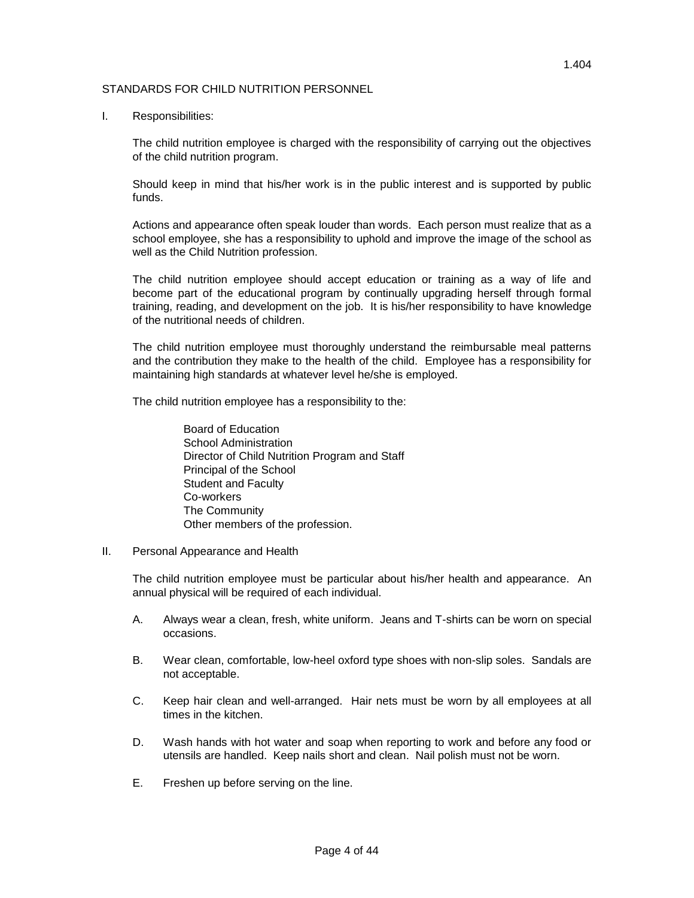1.404

## STANDARDS FOR CHILD NUTRITION PERSONNEL

I. Responsibilities:

The child nutrition employee is charged with the responsibility of carrying out the objectives of the child nutrition program.

Should keep in mind that his/her work is in the public interest and is supported by public funds.

Actions and appearance often speak louder than words. Each person must realize that as a school employee, she has a responsibility to uphold and improve the image of the school as well as the Child Nutrition profession.

The child nutrition employee should accept education or training as a way of life and become part of the educational program by continually upgrading herself through formal training, reading, and development on the job. It is his/her responsibility to have knowledge of the nutritional needs of children.

The child nutrition employee must thoroughly understand the reimbursable meal patterns and the contribution they make to the health of the child. Employee has a responsibility for maintaining high standards at whatever level he/she is employed.

The child nutrition employee has a responsibility to the:

Board of Education
School Administration
Director of Child Nutrition Program and Staff
Principal of the School
Student and Faculty
Co-workers
The Community
Other members of the profession.

II. Personal Appearance and Health

The child nutrition employee must be particular about his/her health and appearance. An annual physical will be required of each individual.

A. Always wear a clean, fresh, white uniform. Jeans and T-shirts can be worn on special occasions.

B. Wear clean, comfortable, low-heel oxford type shoes with non-slip soles. Sandals are not acceptable.

C. Keep hair clean and well-arranged. Hair nets must be worn by all employees at all times in the kitchen.

D. Wash hands with hot water and soap when reporting to work and before any food or utensils are handled. Keep nails short and clean. Nail polish must not be worn.

E. Freshen up before serving on the line.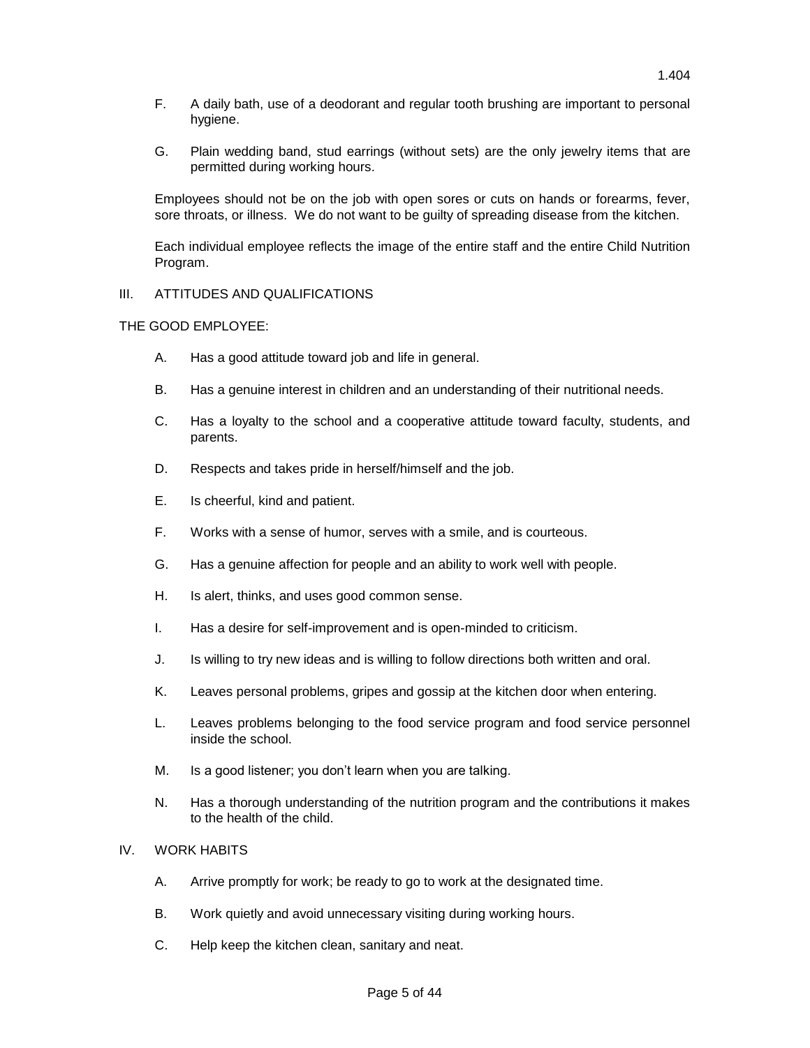F. A daily bath, use of a deodorant and regular tooth brushing are important to personal hygiene.

G. Plain wedding band, stud earrings (without sets) are the only jewelry items that are permitted during working hours.

Employees should not be on the job with open sores or cuts on hands or forearms, fever, sore throats, or illness. We do not want to be guilty of spreading disease from the kitchen.

Each individual employee reflects the image of the entire staff and the entire Child Nutrition Program.

## III. ATTITUDES AND QUALIFICATIONS

THE GOOD EMPLOYEE:

A. Has a good attitude toward job and life in general.

B. Has a genuine interest in children and an understanding of their nutritional needs.

C. Has a loyalty to the school and a cooperative attitude toward faculty, students, and parents.

D. Respects and takes pride in herself/himself and the job.

E. Is cheerful, kind and patient.

F. Works with a sense of humor, serves with a smile, and is courteous.

G. Has a genuine affection for people and an ability to work well with people.

H. Is alert, thinks, and uses good common sense.

I. Has a desire for self-improvement and is open-minded to criticism.

J. Is willing to try new ideas and is willing to follow directions both written and oral.

K. Leaves personal problems, gripes and gossip at the kitchen door when entering.

L. Leaves problems belonging to the food service program and food service personnel inside the school.

M. Is a good listener; you don't learn when you are talking.

N. Has a thorough understanding of the nutrition program and the contributions it makes to the health of the child.

## IV. WORK HABITS

A. Arrive promptly for work; be ready to go to work at the designated time.

B. Work quietly and avoid unnecessary visiting during working hours.

C. Help keep the kitchen clean, sanitary and neat.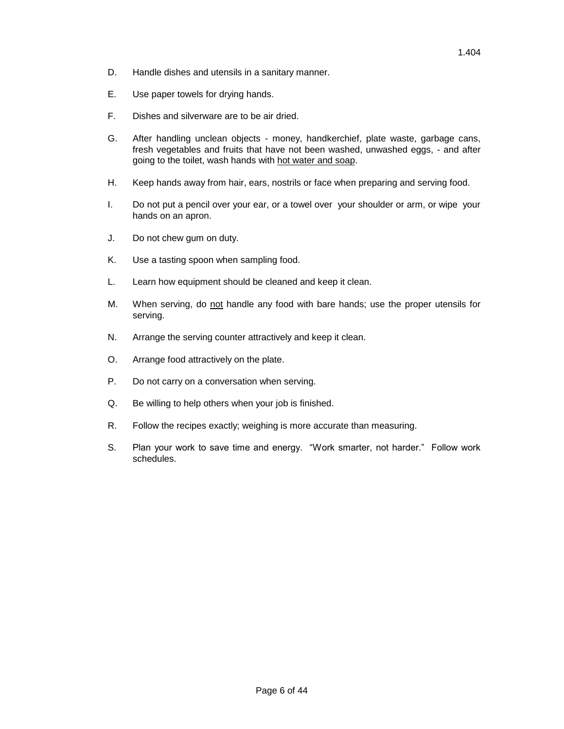D. Handle dishes and utensils in a sanitary manner.

E. Use paper towels for drying hands.

F. Dishes and silverware are to be air dried.

G. After handling unclean objects - money, handkerchief, plate waste, garbage cans, fresh vegetables and fruits that have not been washed, unwashed eggs, - and after going to the toilet, wash hands with <u>hot water and soap</u>.

H. Keep hands away from hair, ears, nostrils or face when preparing and serving food.

I. Do not put a pencil over your ear, or a towel over your shoulder or arm, or wipe your hands on an apron.

J. Do not chew gum on duty.

K. Use a tasting spoon when sampling food.

L. Learn how equipment should be cleaned and keep it clean.

M. When serving, do <u>not</u> handle any food with bare hands; use the proper utensils for serving.

N. Arrange the serving counter attractively and keep it clean.

O. Arrange food attractively on the plate.

P. Do not carry on a conversation when serving.

Q. Be willing to help others when your job is finished.

R. Follow the recipes exactly; weighing is more accurate than measuring.

S. Plan your work to save time and energy. "Work smarter, not harder." Follow work schedules.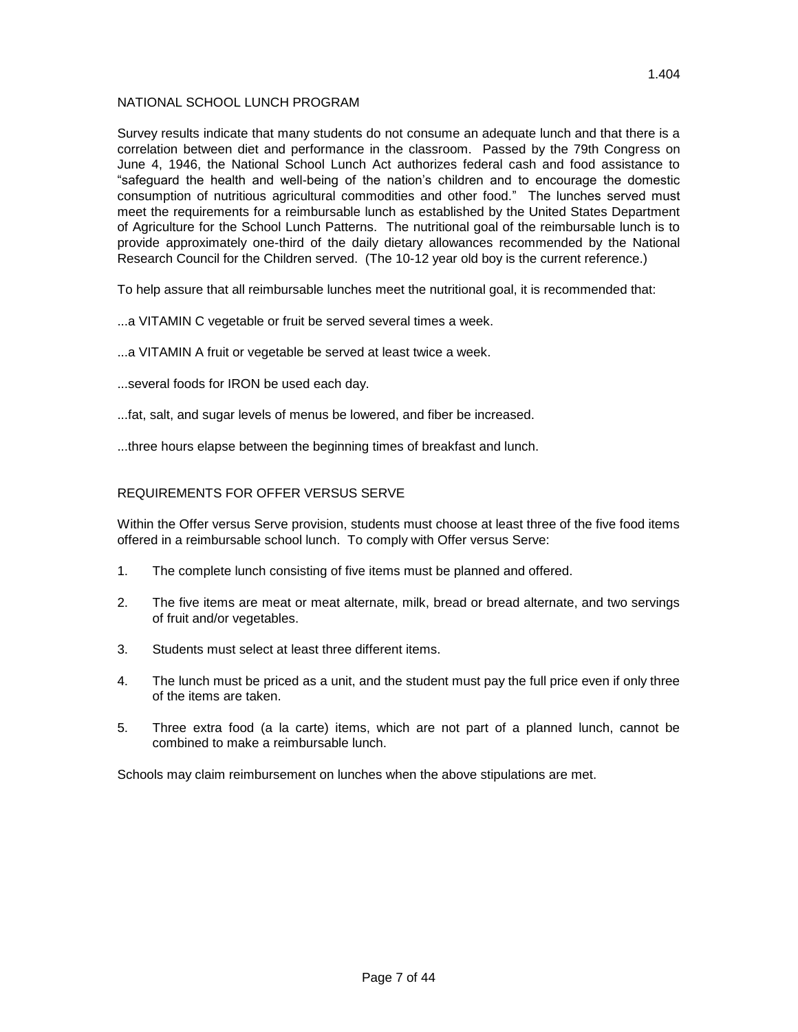1.404

## NATIONAL SCHOOL LUNCH PROGRAM

Survey results indicate that many students do not consume an adequate lunch and that there is a correlation between diet and performance in the classroom. Passed by the 79th Congress on June 4, 1946, the National School Lunch Act authorizes federal cash and food assistance to "safeguard the health and well-being of the nation's children and to encourage the domestic consumption of nutritious agricultural commodities and other food." The lunches served must meet the requirements for a reimbursable lunch as established by the United States Department of Agriculture for the School Lunch Patterns. The nutritional goal of the reimbursable lunch is to provide approximately one-third of the daily dietary allowances recommended by the National Research Council for the Children served. (The 10-12 year old boy is the current reference.)

To help assure that all reimbursable lunches meet the nutritional goal, it is recommended that:

...a VITAMIN C vegetable or fruit be served several times a week.

...a VITAMIN A fruit or vegetable be served at least twice a week.

...several foods for IRON be used each day.

...fat, salt, and sugar levels of menus be lowered, and fiber be increased.

...three hours elapse between the beginning times of breakfast and lunch.

## REQUIREMENTS FOR OFFER VERSUS SERVE

Within the Offer versus Serve provision, students must choose at least three of the five food items offered in a reimbursable school lunch. To comply with Offer versus Serve:

1. The complete lunch consisting of five items must be planned and offered.
2. The five items are meat or meat alternate, milk, bread or bread alternate, and two servings of fruit and/or vegetables.
3. Students must select at least three different items.
4. The lunch must be priced as a unit, and the student must pay the full price even if only three of the items are taken.
5. Three extra food (a la carte) items, which are not part of a planned lunch, cannot be combined to make a reimbursable lunch.

Schools may claim reimbursement on lunches when the above stipulations are met.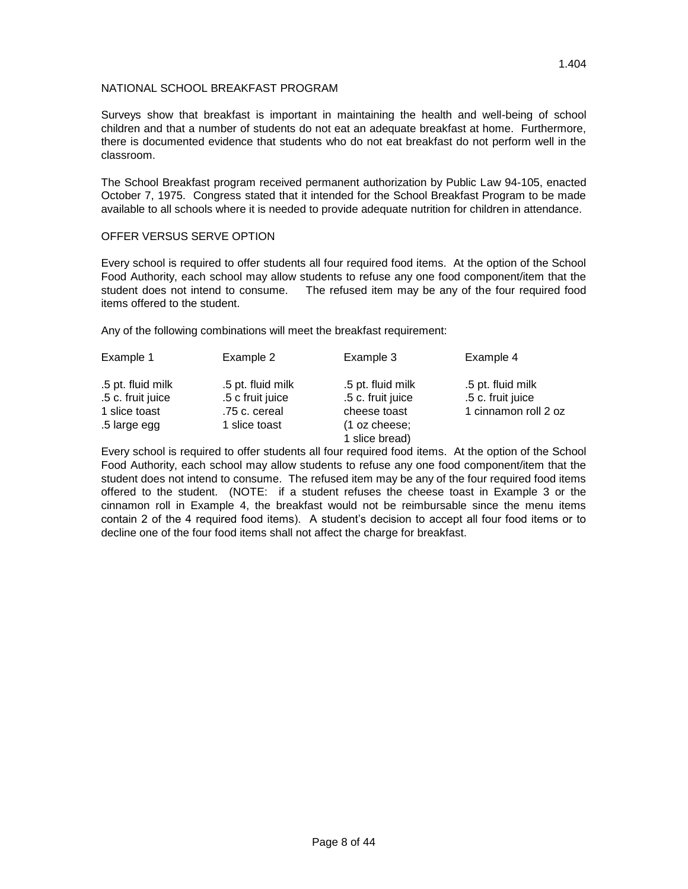1.404

## NATIONAL SCHOOL BREAKFAST PROGRAM

Surveys show that breakfast is important in maintaining the health and well-being of school children and that a number of students do not eat an adequate breakfast at home. Furthermore, there is documented evidence that students who do not eat breakfast do not perform well in the classroom.

The School Breakfast program received permanent authorization by Public Law 94-105, enacted October 7, 1975. Congress stated that it intended for the School Breakfast Program to be made available to all schools where it is needed to provide adequate nutrition for children in attendance.

## OFFER VERSUS SERVE OPTION

Every school is required to offer students all four required food items. At the option of the School Food Authority, each school may allow students to refuse any one food component/item that the student does not intend to consume. The refused item may be any of the four required food items offered to the student.

Any of the following combinations will meet the breakfast requirement:

| Example 1 | Example 2 | Example 3 | Example 4 |
|---|---|---|---|
| .5 pt. fluid milk | .5 pt. fluid milk | .5 pt. fluid milk | .5 pt. fluid milk |
| .5 c. fruit juice | .5 c fruit juice | .5 c. fruit juice | .5 c. fruit juice |
| 1 slice toast | .75 c. cereal | cheese toast | 1 cinnamon roll 2 oz |
| .5 large egg | 1 slice toast | (1 oz cheese; 1 slice bread) | |

Every school is required to offer students all four required food items. At the option of the School Food Authority, each school may allow students to refuse any one food component/item that the student does not intend to consume. The refused item may be any of the four required food items offered to the student. (NOTE: if a student refuses the cheese toast in Example 3 or the cinnamon roll in Example 4, the breakfast would not be reimbursable since the menu items contain 2 of the 4 required food items). A student's decision to accept all four food items or to decline one of the four food items shall not affect the charge for breakfast.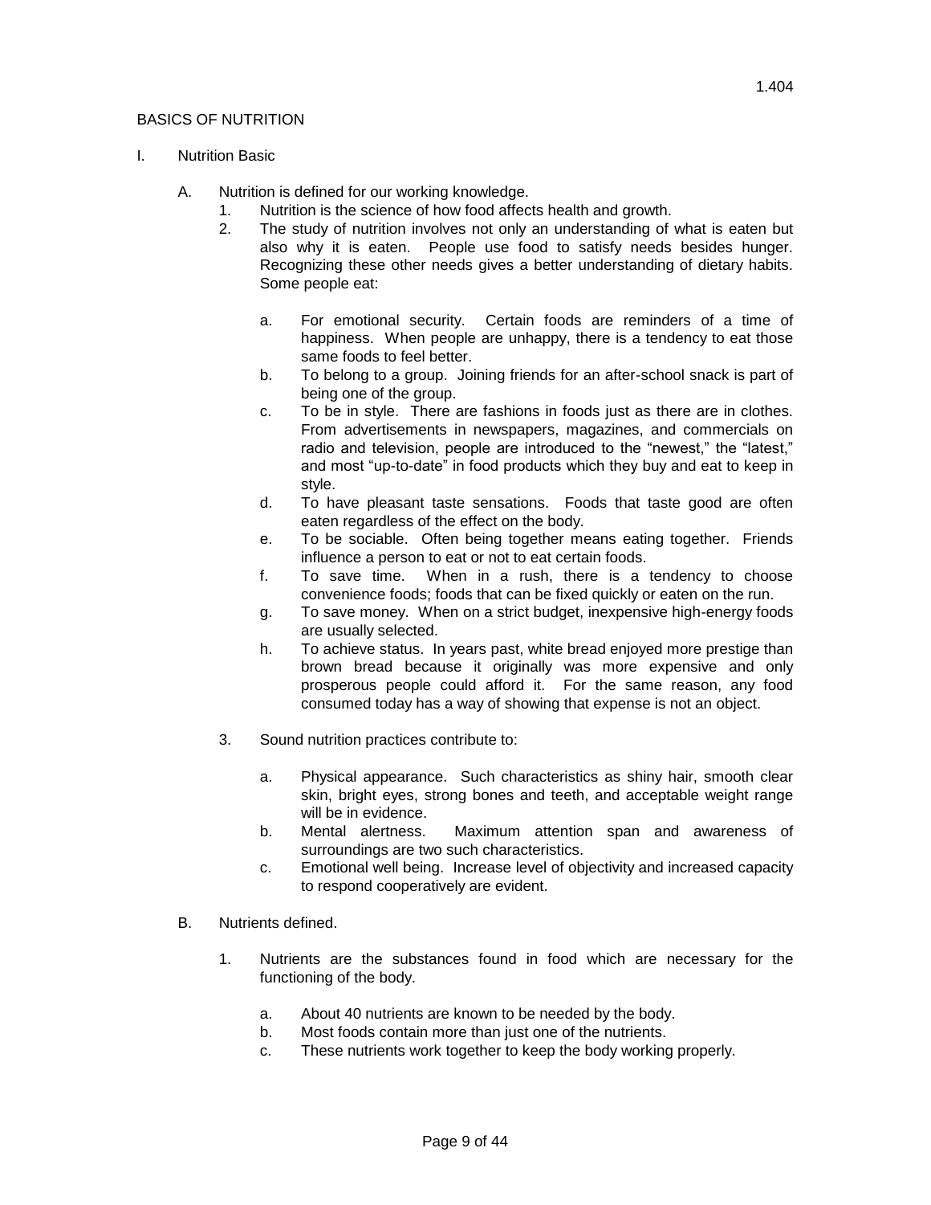## BASICS OF NUTRITION

I. Nutrition Basic

   A. Nutrition is defined for our working knowledge.

      1. Nutrition is the science of how food affects health and growth.
      2. The study of nutrition involves not only an understanding of what is eaten but also why it is eaten. People use food to satisfy needs besides hunger. Recognizing these other needs gives a better understanding of dietary habits. Some people eat:

         a. For emotional security. Certain foods are reminders of a time of happiness. When people are unhappy, there is a tendency to eat those same foods to feel better.
         b. To belong to a group. Joining friends for an after-school snack is part of being one of the group.
         c. To be in style. There are fashions in foods just as there are in clothes. From advertisements in newspapers, magazines, and commercials on radio and television, people are introduced to the "newest," the "latest," and most "up-to-date" in food products which they buy and eat to keep in style.
         d. To have pleasant taste sensations. Foods that taste good are often eaten regardless of the effect on the body.
         e. To be sociable. Often being together means eating together. Friends influence a person to eat or not to eat certain foods.
         f. To save time. When in a rush, there is a tendency to choose convenience foods; foods that can be fixed quickly or eaten on the run.
         g. To save money. When on a strict budget, inexpensive high-energy foods are usually selected.
         h. To achieve status. In years past, white bread enjoyed more prestige than brown bread because it originally was more expensive and only prosperous people could afford it. For the same reason, any food consumed today has a way of showing that expense is not an object.

      3. Sound nutrition practices contribute to:

         a. Physical appearance. Such characteristics as shiny hair, smooth clear skin, bright eyes, strong bones and teeth, and acceptable weight range will be in evidence.
         b. Mental alertness. Maximum attention span and awareness of surroundings are two such characteristics.
         c. Emotional well being. Increase level of objectivity and increased capacity to respond cooperatively are evident.

   B. Nutrients defined.

      1. Nutrients are the substances found in food which are necessary for the functioning of the body.

         a. About 40 nutrients are known to be needed by the body.
         b. Most foods contain more than just one of the nutrients.
         c. These nutrients work together to keep the body working properly.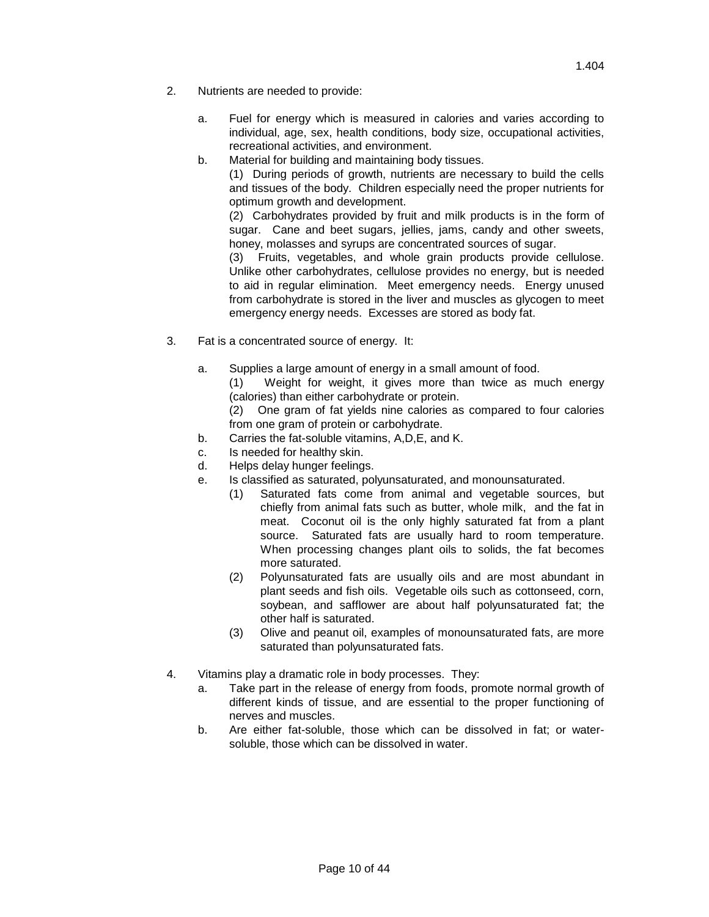2. Nutrients are needed to provide:

   a. Fuel for energy which is measured in calories and varies according to individual, age, sex, health conditions, body size, occupational activities, recreational activities, and environment.

   b. Material for building and maintaining body tissues.

      (1) During periods of growth, nutrients are necessary to build the cells and tissues of the body. Children especially need the proper nutrients for optimum growth and development.

      (2) Carbohydrates provided by fruit and milk products is in the form of sugar. Cane and beet sugars, jellies, jams, candy and other sweets, honey, molasses and syrups are concentrated sources of sugar.

      (3) Fruits, vegetables, and whole grain products provide cellulose. Unlike other carbohydrates, cellulose provides no energy, but is needed to aid in regular elimination. Meet emergency needs. Energy unused from carbohydrate is stored in the liver and muscles as glycogen to meet emergency energy needs. Excesses are stored as body fat.

3. Fat is a concentrated source of energy. It:

   a. Supplies a large amount of energy in a small amount of food.

      (1) Weight for weight, it gives more than twice as much energy (calories) than either carbohydrate or protein.

      (2) One gram of fat yields nine calories as compared to four calories from one gram of protein or carbohydrate.

   b. Carries the fat-soluble vitamins, A,D,E, and K.

   c. Is needed for healthy skin.

   d. Helps delay hunger feelings.

   e. Is classified as saturated, polyunsaturated, and monounsaturated.

      (1) Saturated fats come from animal and vegetable sources, but chiefly from animal fats such as butter, whole milk, and the fat in meat. Coconut oil is the only highly saturated fat from a plant source. Saturated fats are usually hard to room temperature. When processing changes plant oils to solids, the fat becomes more saturated.

      (2) Polyunsaturated fats are usually oils and are most abundant in plant seeds and fish oils. Vegetable oils such as cottonseed, corn, soybean, and safflower are about half polyunsaturated fat; the other half is saturated.

      (3) Olive and peanut oil, examples of monounsaturated fats, are more saturated than polyunsaturated fats.

4. Vitamins play a dramatic role in body processes. They:

   a. Take part in the release of energy from foods, promote normal growth of different kinds of tissue, and are essential to the proper functioning of nerves and muscles.

   b. Are either fat-soluble, those which can be dissolved in fat; or water-soluble, those which can be dissolved in water.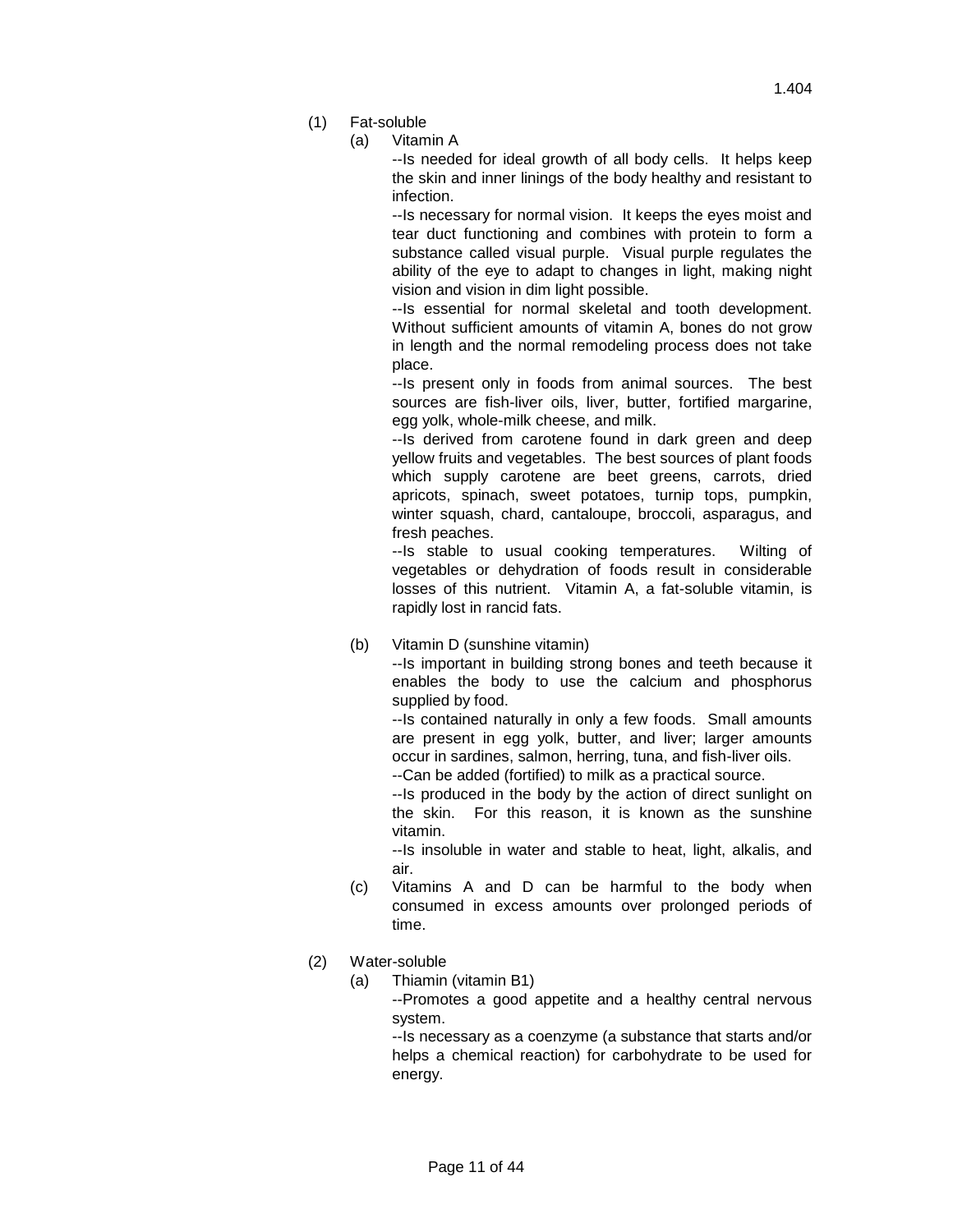(1) Fat-soluble

(a) Vitamin A

--Is needed for ideal growth of all body cells. It helps keep the skin and inner linings of the body healthy and resistant to infection.

--Is necessary for normal vision. It keeps the eyes moist and tear duct functioning and combines with protein to form a substance called visual purple. Visual purple regulates the ability of the eye to adapt to changes in light, making night vision and vision in dim light possible.

--Is essential for normal skeletal and tooth development. Without sufficient amounts of vitamin A, bones do not grow in length and the normal remodeling process does not take place.

--Is present only in foods from animal sources. The best sources are fish-liver oils, liver, butter, fortified margarine, egg yolk, whole-milk cheese, and milk.

--Is derived from carotene found in dark green and deep yellow fruits and vegetables. The best sources of plant foods which supply carotene are beet greens, carrots, dried apricots, spinach, sweet potatoes, turnip tops, pumpkin, winter squash, chard, cantaloupe, broccoli, asparagus, and fresh peaches.

--Is stable to usual cooking temperatures. Wilting of vegetables or dehydration of foods result in considerable losses of this nutrient. Vitamin A, a fat-soluble vitamin, is rapidly lost in rancid fats.

(b) Vitamin D (sunshine vitamin)

--Is important in building strong bones and teeth because it enables the body to use the calcium and phosphorus supplied by food.

--Is contained naturally in only a few foods. Small amounts are present in egg yolk, butter, and liver; larger amounts occur in sardines, salmon, herring, tuna, and fish-liver oils.

--Can be added (fortified) to milk as a practical source.

--Is produced in the body by the action of direct sunlight on the skin. For this reason, it is known as the sunshine vitamin.

--Is insoluble in water and stable to heat, light, alkalis, and air.

(c) Vitamins A and D can be harmful to the body when consumed in excess amounts over prolonged periods of time.

(2) Water-soluble

(a) Thiamin (vitamin B1)

--Promotes a good appetite and a healthy central nervous system.

--Is necessary as a coenzyme (a substance that starts and/or helps a chemical reaction) for carbohydrate to be used for energy.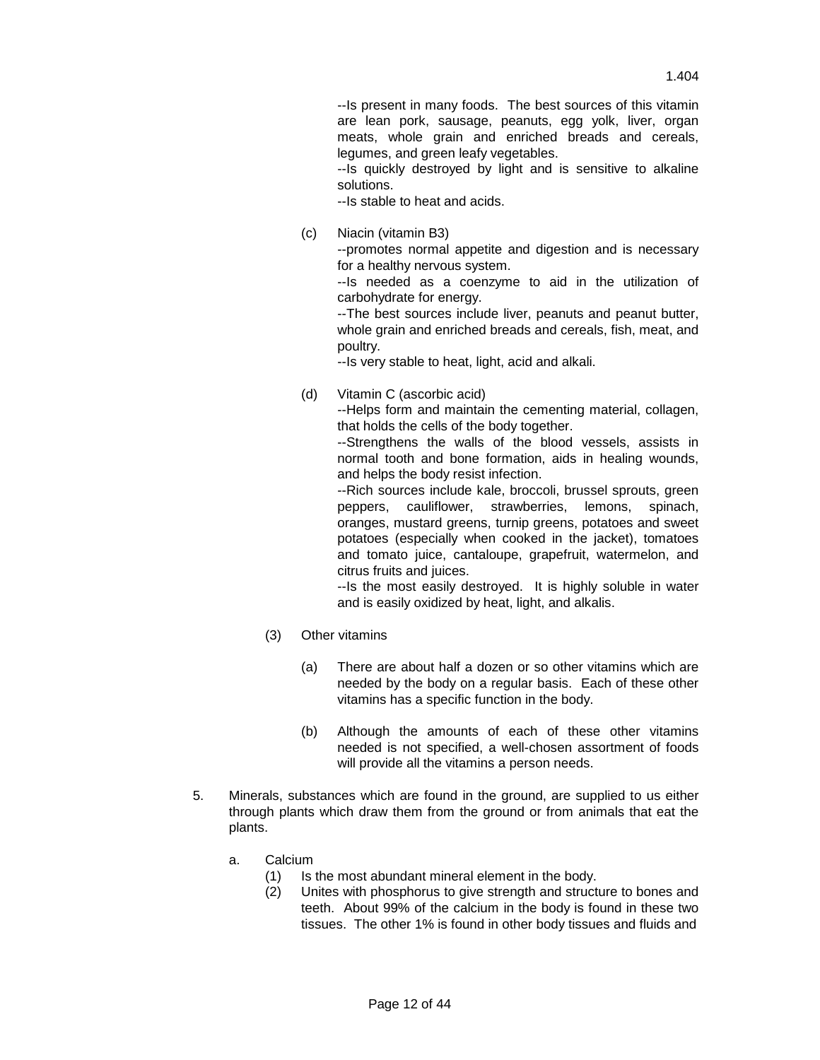--Is present in many foods. The best sources of this vitamin are lean pork, sausage, peanuts, egg yolk, liver, organ meats, whole grain and enriched breads and cereals, legumes, and green leafy vegetables.
--Is quickly destroyed by light and is sensitive to alkaline solutions.
--Is stable to heat and acids.

(c) Niacin (vitamin B3)
--promotes normal appetite and digestion and is necessary for a healthy nervous system.
--Is needed as a coenzyme to aid in the utilization of carbohydrate for energy.
--The best sources include liver, peanuts and peanut butter, whole grain and enriched breads and cereals, fish, meat, and poultry.
--Is very stable to heat, light, acid and alkali.

(d) Vitamin C (ascorbic acid)
--Helps form and maintain the cementing material, collagen, that holds the cells of the body together.
--Strengthens the walls of the blood vessels, assists in normal tooth and bone formation, aids in healing wounds, and helps the body resist infection.
--Rich sources include kale, broccoli, brussel sprouts, green peppers, cauliflower, strawberries, lemons, spinach, oranges, mustard greens, turnip greens, potatoes and sweet potatoes (especially when cooked in the jacket), tomatoes and tomato juice, cantaloupe, grapefruit, watermelon, and citrus fruits and juices.
--Is the most easily destroyed. It is highly soluble in water and is easily oxidized by heat, light, and alkalis.

(3) Other vitamins

(a) There are about half a dozen or so other vitamins which are needed by the body on a regular basis. Each of these other vitamins has a specific function in the body.

(b) Although the amounts of each of these other vitamins needed is not specified, a well-chosen assortment of foods will provide all the vitamins a person needs.

5. Minerals, substances which are found in the ground, are supplied to us either through plants which draw them from the ground or from animals that eat the plants.

a. Calcium
(1) Is the most abundant mineral element in the body.
(2) Unites with phosphorus to give strength and structure to bones and teeth. About 99% of the calcium in the body is found in these two tissues. The other 1% is found in other body tissues and fluids and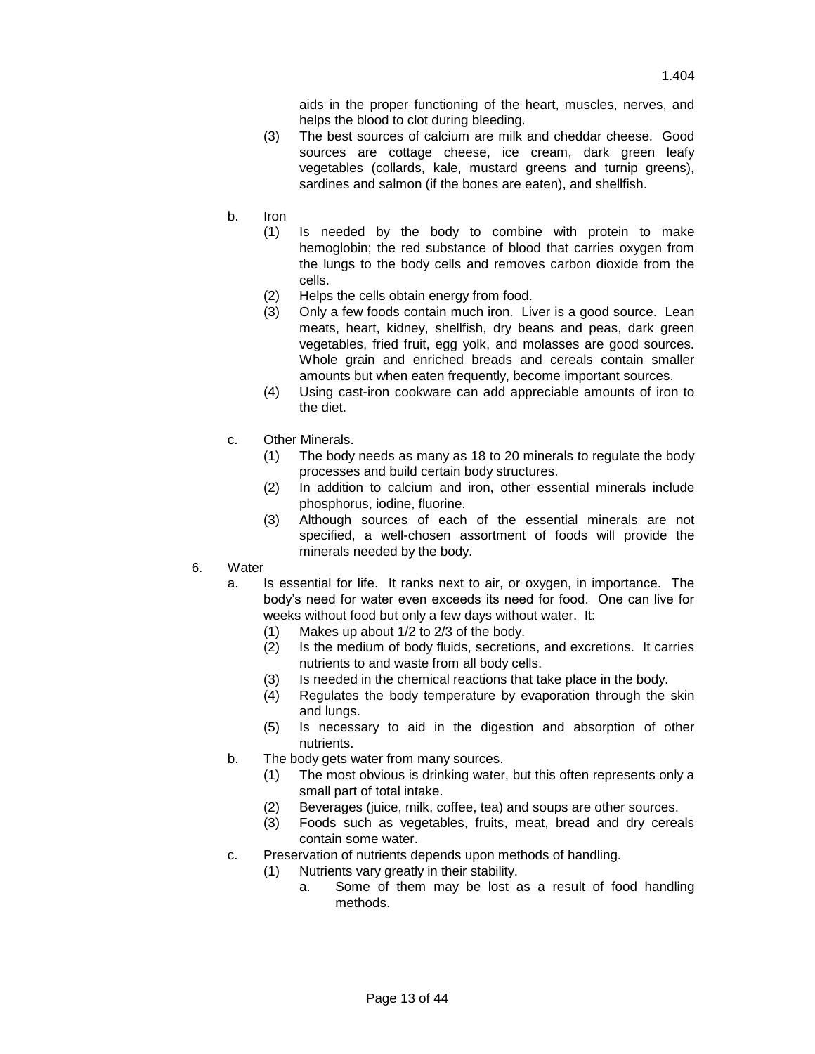aids in the proper functioning of the heart, muscles, nerves, and helps the blood to clot during bleeding.

(3) The best sources of calcium are milk and cheddar cheese. Good sources are cottage cheese, ice cream, dark green leafy vegetables (collards, kale, mustard greens and turnip greens), sardines and salmon (if the bones are eaten), and shellfish.

b. Iron

(1) Is needed by the body to combine with protein to make hemoglobin; the red substance of blood that carries oxygen from the lungs to the body cells and removes carbon dioxide from the cells.

(2) Helps the cells obtain energy from food.

(3) Only a few foods contain much iron. Liver is a good source. Lean meats, heart, kidney, shellfish, dry beans and peas, dark green vegetables, fried fruit, egg yolk, and molasses are good sources. Whole grain and enriched breads and cereals contain smaller amounts but when eaten frequently, become important sources.

(4) Using cast-iron cookware can add appreciable amounts of iron to the diet.

c. Other Minerals.

(1) The body needs as many as 18 to 20 minerals to regulate the body processes and build certain body structures.

(2) In addition to calcium and iron, other essential minerals include phosphorus, iodine, fluorine.

(3) Although sources of each of the essential minerals are not specified, a well-chosen assortment of foods will provide the minerals needed by the body.

6. Water

a. Is essential for life. It ranks next to air, or oxygen, in importance. The body's need for water even exceeds its need for food. One can live for weeks without food but only a few days without water. It:

(1) Makes up about 1/2 to 2/3 of the body.

(2) Is the medium of body fluids, secretions, and excretions. It carries nutrients to and waste from all body cells.

(3) Is needed in the chemical reactions that take place in the body.

(4) Regulates the body temperature by evaporation through the skin and lungs.

(5) Is necessary to aid in the digestion and absorption of other nutrients.

b. The body gets water from many sources.

(1) The most obvious is drinking water, but this often represents only a small part of total intake.

(2) Beverages (juice, milk, coffee, tea) and soups are other sources.

(3) Foods such as vegetables, fruits, meat, bread and dry cereals contain some water.

c. Preservation of nutrients depends upon methods of handling.

(1) Nutrients vary greatly in their stability.

a. Some of them may be lost as a result of food handling methods.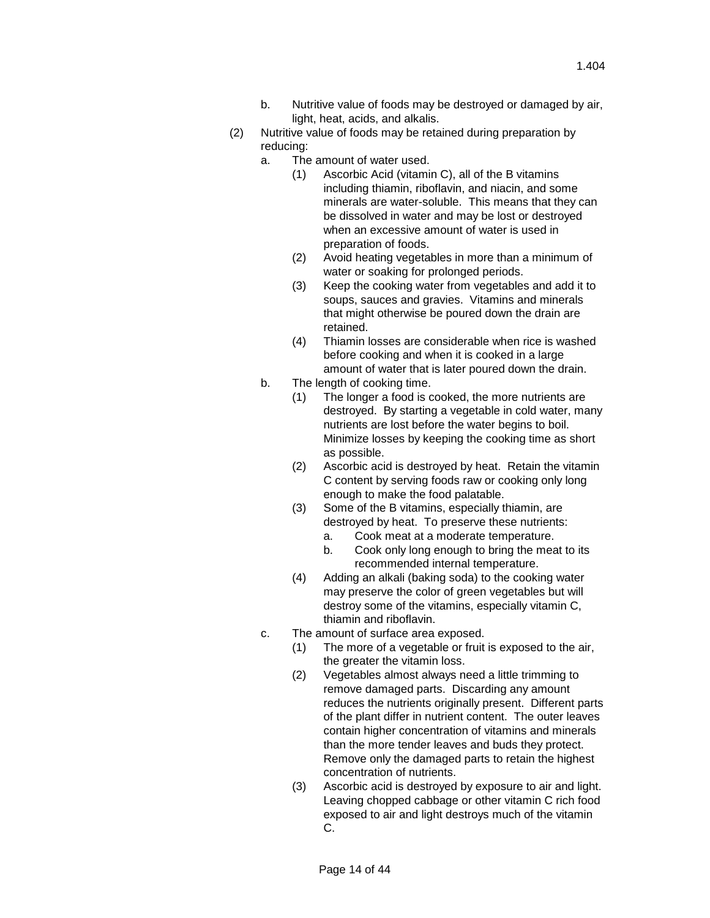b. Nutritive value of foods may be destroyed or damaged by air, light, heat, acids, and alkalis.

(2) Nutritive value of foods may be retained during preparation by reducing:

- a. The amount of water used.
    - (1) Ascorbic Acid (vitamin C), all of the B vitamins including thiamin, riboflavin, and niacin, and some minerals are water-soluble. This means that they can be dissolved in water and may be lost or destroyed when an excessive amount of water is used in preparation of foods.
    - (2) Avoid heating vegetables in more than a minimum of water or soaking for prolonged periods.
    - (3) Keep the cooking water from vegetables and add it to soups, sauces and gravies. Vitamins and minerals that might otherwise be poured down the drain are retained.
    - (4) Thiamin losses are considerable when rice is washed before cooking and when it is cooked in a large amount of water that is later poured down the drain.
- b. The length of cooking time.
    - (1) The longer a food is cooked, the more nutrients are destroyed. By starting a vegetable in cold water, many nutrients are lost before the water begins to boil. Minimize losses by keeping the cooking time as short as possible.
    - (2) Ascorbic acid is destroyed by heat. Retain the vitamin C content by serving foods raw or cooking only long enough to make the food palatable.
    - (3) Some of the B vitamins, especially thiamin, are destroyed by heat. To preserve these nutrients:
        - a. Cook meat at a moderate temperature.
        - b. Cook only long enough to bring the meat to its recommended internal temperature.
    - (4) Adding an alkali (baking soda) to the cooking water may preserve the color of green vegetables but will destroy some of the vitamins, especially vitamin C, thiamin and riboflavin.
- c. The amount of surface area exposed.
    - (1) The more of a vegetable or fruit is exposed to the air, the greater the vitamin loss.
    - (2) Vegetables almost always need a little trimming to remove damaged parts. Discarding any amount reduces the nutrients originally present. Different parts of the plant differ in nutrient content. The outer leaves contain higher concentration of vitamins and minerals than the more tender leaves and buds they protect. Remove only the damaged parts to retain the highest concentration of nutrients.
    - (3) Ascorbic acid is destroyed by exposure to air and light. Leaving chopped cabbage or other vitamin C rich food exposed to air and light destroys much of the vitamin C.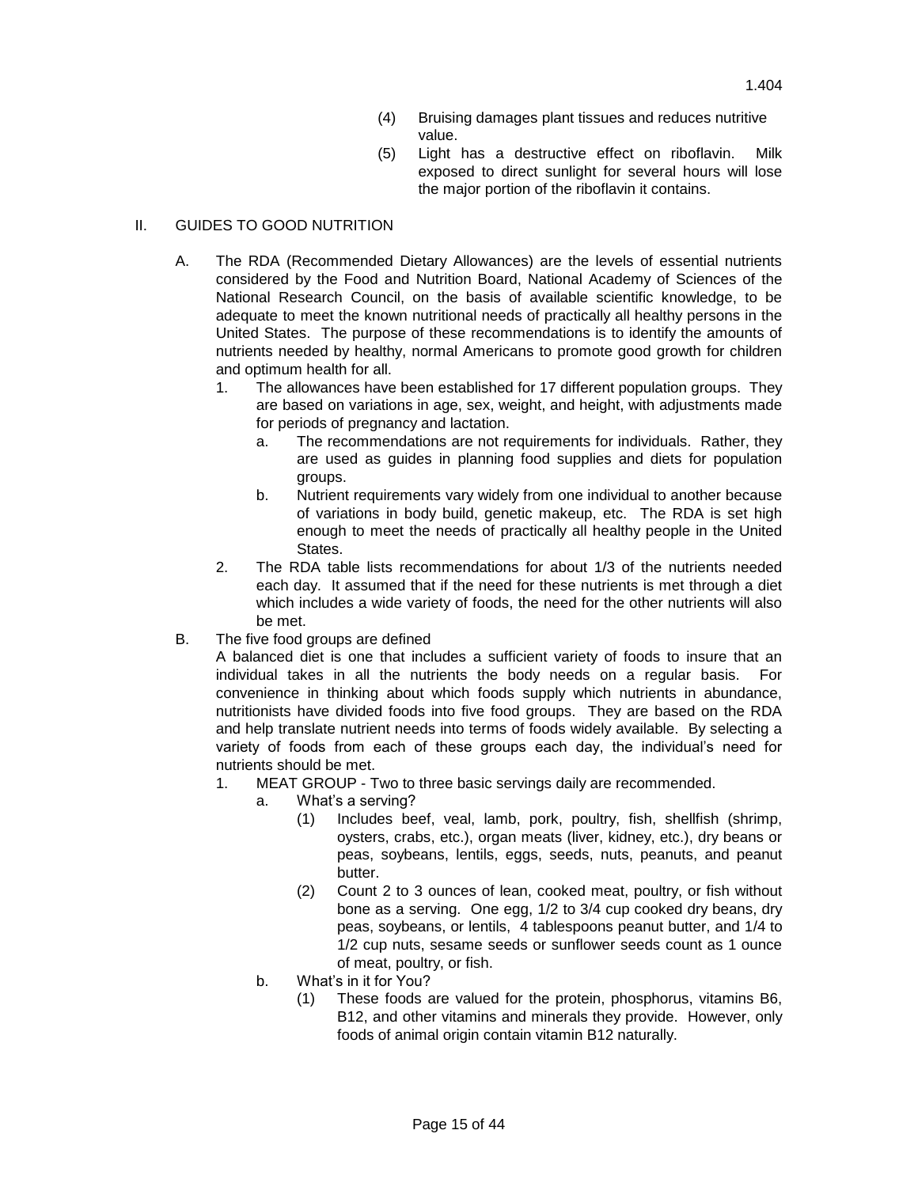(4) Bruising damages plant tissues and reduces nutritive value.

(5) Light has a destructive effect on riboflavin. Milk exposed to direct sunlight for several hours will lose the major portion of the riboflavin it contains.

## II. GUIDES TO GOOD NUTRITION

A. The RDA (Recommended Dietary Allowances) are the levels of essential nutrients considered by the Food and Nutrition Board, National Academy of Sciences of the National Research Council, on the basis of available scientific knowledge, to be adequate to meet the known nutritional needs of practically all healthy persons in the United States. The purpose of these recommendations is to identify the amounts of nutrients needed by healthy, normal Americans to promote good growth for children and optimum health for all.

1. The allowances have been established for 17 different population groups. They are based on variations in age, sex, weight, and height, with adjustments made for periods of pregnancy and lactation.
   a. The recommendations are not requirements for individuals. Rather, they are used as guides in planning food supplies and diets for population groups.
   b. Nutrient requirements vary widely from one individual to another because of variations in body build, genetic makeup, etc. The RDA is set high enough to meet the needs of practically all healthy people in the United States.
2. The RDA table lists recommendations for about 1/3 of the nutrients needed each day. It assumed that if the need for these nutrients is met through a diet which includes a wide variety of foods, the need for the other nutrients will also be met.

B. The five food groups are defined

A balanced diet is one that includes a sufficient variety of foods to insure that an individual takes in all the nutrients the body needs on a regular basis. For convenience in thinking about which foods supply which nutrients in abundance, nutritionists have divided foods into five food groups. They are based on the RDA and help translate nutrient needs into terms of foods widely available. By selecting a variety of foods from each of these groups each day, the individual's need for nutrients should be met.

1. MEAT GROUP - Two to three basic servings daily are recommended.
   a. What's a serving?
      (1) Includes beef, veal, lamb, pork, poultry, fish, shellfish (shrimp, oysters, crabs, etc.), organ meats (liver, kidney, etc.), dry beans or peas, soybeans, lentils, eggs, seeds, nuts, peanuts, and peanut butter.
      (2) Count 2 to 3 ounces of lean, cooked meat, poultry, or fish without bone as a serving. One egg, 1/2 to 3/4 cup cooked dry beans, dry peas, soybeans, or lentils, 4 tablespoons peanut butter, and 1/4 to 1/2 cup nuts, sesame seeds or sunflower seeds count as 1 ounce of meat, poultry, or fish.
   b. What's in it for You?
      (1) These foods are valued for the protein, phosphorus, vitamins B6, B12, and other vitamins and minerals they provide. However, only foods of animal origin contain vitamin B12 naturally.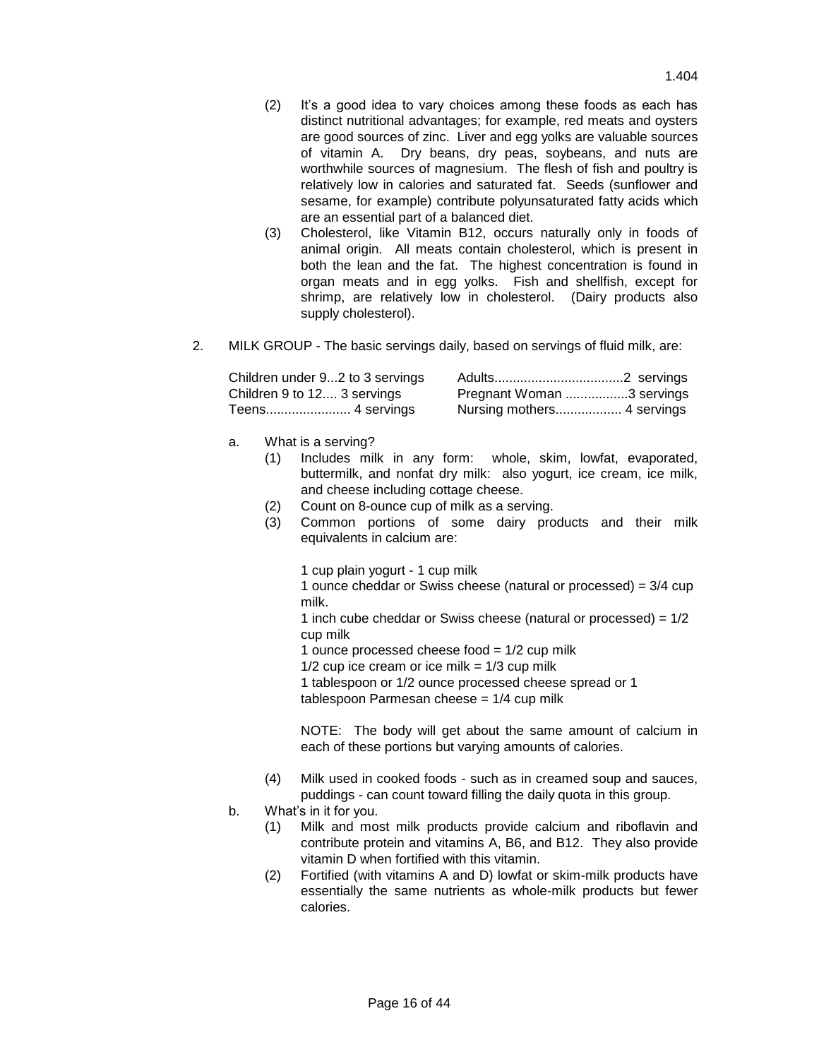(2) It's a good idea to vary choices among these foods as each has distinct nutritional advantages; for example, red meats and oysters are good sources of zinc. Liver and egg yolks are valuable sources of vitamin A. Dry beans, dry peas, soybeans, and nuts are worthwhile sources of magnesium. The flesh of fish and poultry is relatively low in calories and saturated fat. Seeds (sunflower and sesame, for example) contribute polyunsaturated fatty acids which are an essential part of a balanced diet.

(3) Cholesterol, like Vitamin B12, occurs naturally only in foods of animal origin. All meats contain cholesterol, which is present in both the lean and the fat. The highest concentration is found in organ meats and in egg yolks. Fish and shellfish, except for shrimp, are relatively low in cholesterol. (Dairy products also supply cholesterol).

2. MILK GROUP - The basic servings daily, based on servings of fluid milk, are:

| | |
|---|---|
| Children under 9...2 to 3 servings | Adults...................................2 servings |
| Children 9 to 12.... 3 servings | Pregnant Woman .................3 servings |
| Teens....................... 4 servings | Nursing mothers.................. 4 servings |

a. What is a serving?

(1) Includes milk in any form: whole, skim, lowfat, evaporated, buttermilk, and nonfat dry milk: also yogurt, ice cream, ice milk, and cheese including cottage cheese.

(2) Count on 8-ounce cup of milk as a serving.

(3) Common portions of some dairy products and their milk equivalents in calcium are:

1 cup plain yogurt - 1 cup milk
1 ounce cheddar or Swiss cheese (natural or processed) = 3/4 cup milk.
1 inch cube cheddar or Swiss cheese (natural or processed) = 1/2 cup milk
1 ounce processed cheese food = 1/2 cup milk
1/2 cup ice cream or ice milk = 1/3 cup milk
1 tablespoon or 1/2 ounce processed cheese spread or 1 tablespoon Parmesan cheese = 1/4 cup milk

NOTE: The body will get about the same amount of calcium in each of these portions but varying amounts of calories.

(4) Milk used in cooked foods - such as in creamed soup and sauces, puddings - can count toward filling the daily quota in this group.

b. What's in it for you.

(1) Milk and most milk products provide calcium and riboflavin and contribute protein and vitamins A, B6, and B12. They also provide vitamin D when fortified with this vitamin.

(2) Fortified (with vitamins A and D) lowfat or skim-milk products have essentially the same nutrients as whole-milk products but fewer calories.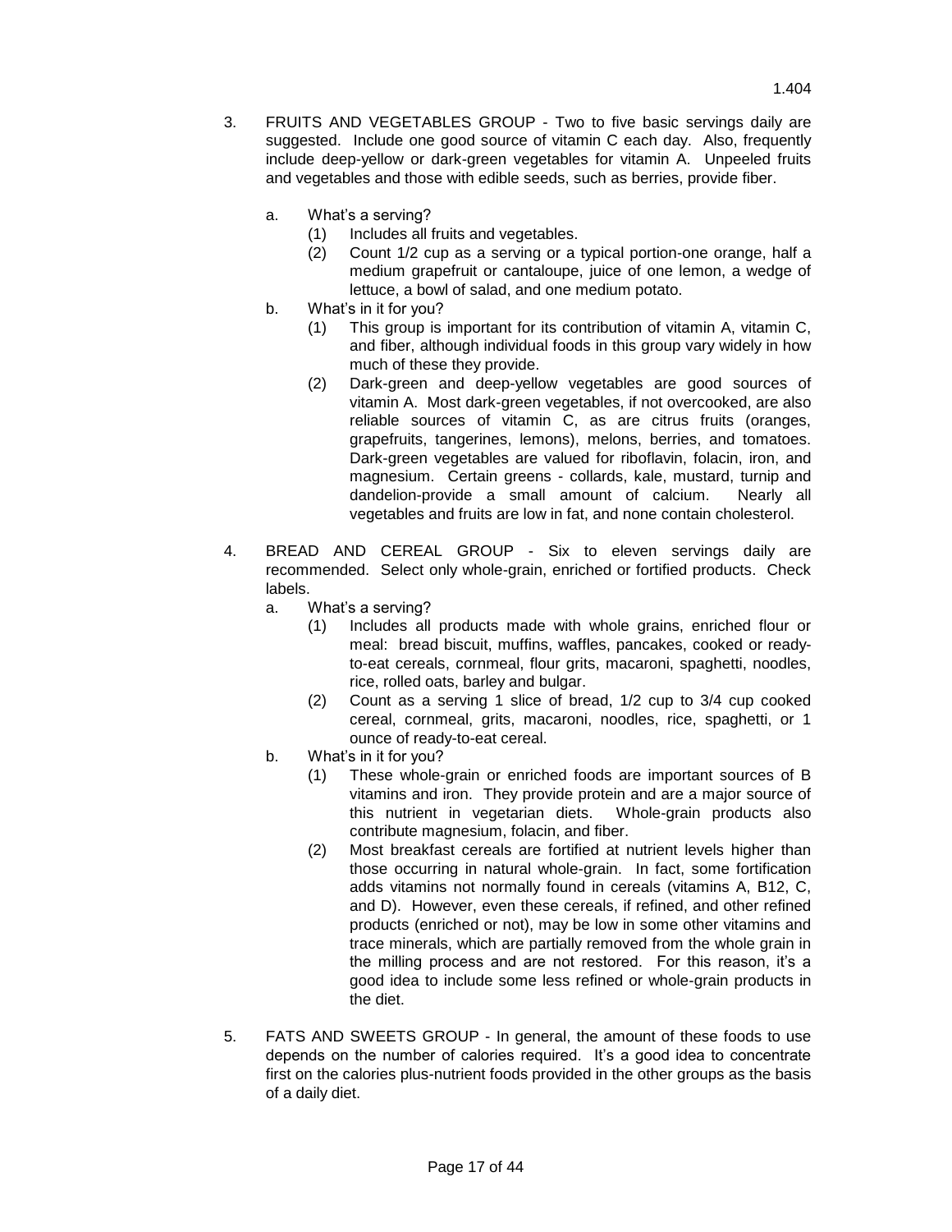3. FRUITS AND VEGETABLES GROUP - Two to five basic servings daily are suggested. Include one good source of vitamin C each day. Also, frequently include deep-yellow or dark-green vegetables for vitamin A. Unpeeled fruits and vegetables and those with edible seeds, such as berries, provide fiber.

   a. What's a serving?
      (1) Includes all fruits and vegetables.
      (2) Count 1/2 cup as a serving or a typical portion-one orange, half a medium grapefruit or canteloupe, juice of one lemon, a wedge of lettuce, a bowl of salad, and one medium potato.

   b. What's in it for you?
      (1) This group is important for its contribution of vitamin A, vitamin C, and fiber, although individual foods in this group vary widely in how much of these they provide.
      (2) Dark-green and deep-yellow vegetables are good sources of vitamin A. Most dark-green vegetables, if not overcooked, are also reliable sources of vitamin C, as are citrus fruits (oranges, grapefruits, tangerines, lemons), melons, berries, and tomatoes. Dark-green vegetables are valued for riboflavin, folacin, iron, and magnesium. Certain greens - collards, kale, mustard, turnip and dandelion-provide a small amount of calcium. Nearly all vegetables and fruits are low in fat, and none contain cholesterol.

4. BREAD AND CEREAL GROUP - Six to eleven servings daily are recommended. Select only whole-grain, enriched or fortified products. Check labels.

   a. What's a serving?
      (1) Includes all products made with whole grains, enriched flour or meal: bread biscuit, muffins, waffles, pancakes, cooked or ready-to-eat cereals, cornmeal, flour grits, macaroni, spaghetti, noodles, rice, rolled oats, barley and bulgar.
      (2) Count as a serving 1 slice of bread, 1/2 cup to 3/4 cup cooked cereal, cornmeal, grits, macaroni, noodles, rice, spaghetti, or 1 ounce of ready-to-eat cereal.

   b. What's in it for you?
      (1) These whole-grain or enriched foods are important sources of B vitamins and iron. They provide protein and are a major source of this nutrient in vegetarian diets. Whole-grain products also contribute magnesium, folacin, and fiber.
      (2) Most breakfast cereals are fortified at nutrient levels higher than those occurring in natural whole-grain. In fact, some fortification adds vitamins not normally found in cereals (vitamins A, B12, C, and D). However, even these cereals, if refined, and other refined products (enriched or not), may be low in some other vitamins and trace minerals, which are partially removed from the whole grain in the milling process and are not restored. For this reason, it's a good idea to include some less refined or whole-grain products in the diet.

5. FATS AND SWEETS GROUP - In general, the amount of these foods to use depends on the number of calories required. It's a good idea to concentrate first on the calories plus-nutrient foods provided in the other groups as the basis of a daily diet.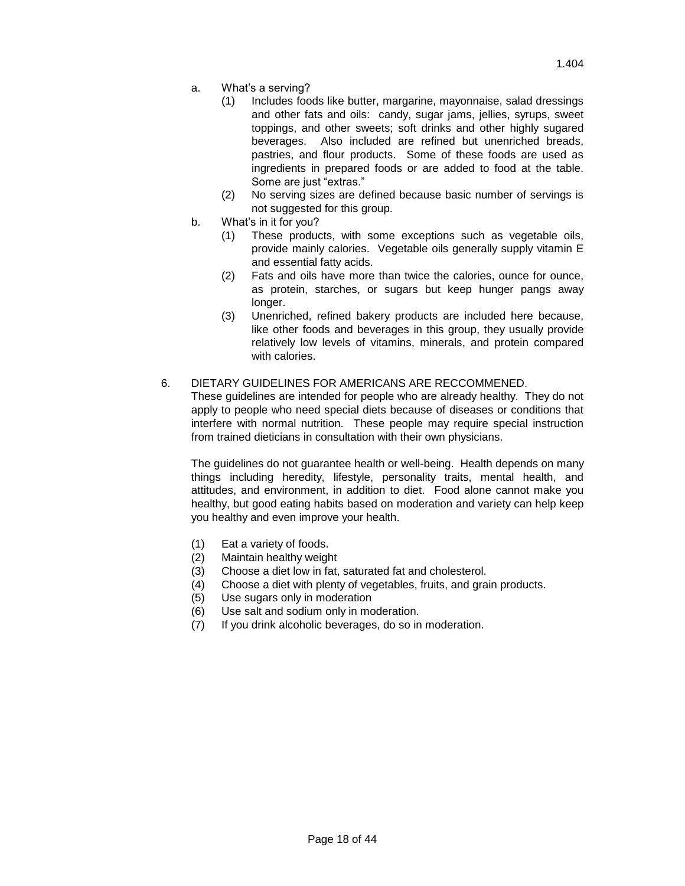a. What's a serving?

(1) Includes foods like butter, margarine, mayonnaise, salad dressings and other fats and oils: candy, sugar jams, jellies, syrups, sweet toppings, and other sweets; soft drinks and other highly sugared beverages. Also included are refined but unenriched breads, pastries, and flour products. Some of these foods are used as ingredients in prepared foods or are added to food at the table. Some are just "extras."

(2) No serving sizes are defined because basic number of servings is not suggested for this group.

b. What's in it for you?

(1) These products, with some exceptions such as vegetable oils, provide mainly calories. Vegetable oils generally supply vitamin E and essential fatty acids.

(2) Fats and oils have more than twice the calories, ounce for ounce, as protein, starches, or sugars but keep hunger pangs away longer.

(3) Unenriched, refined bakery products are included here because, like other foods and beverages in this group, they usually provide relatively low levels of vitamins, minerals, and protein compared with calories.

6. DIETARY GUIDELINES FOR AMERICANS ARE RECCOMMENED.

These guidelines are intended for people who are already healthy. They do not apply to people who need special diets because of diseases or conditions that interfere with normal nutrition. These people may require special instruction from trained dieticians in consultation with their own physicians.

The guidelines do not guarantee health or well-being. Health depends on many things including heredity, lifestyle, personality traits, mental health, and attitudes, and environment, in addition to diet. Food alone cannot make you healthy, but good eating habits based on moderation and variety can help keep you healthy and even improve your health.

(1) Eat a variety of foods.
(2) Maintain healthy weight
(3) Choose a diet low in fat, saturated fat and cholesterol.
(4) Choose a diet with plenty of vegetables, fruits, and grain products.
(5) Use sugars only in moderation
(6) Use salt and sodium only in moderation.
(7) If you drink alcoholic beverages, do so in moderation.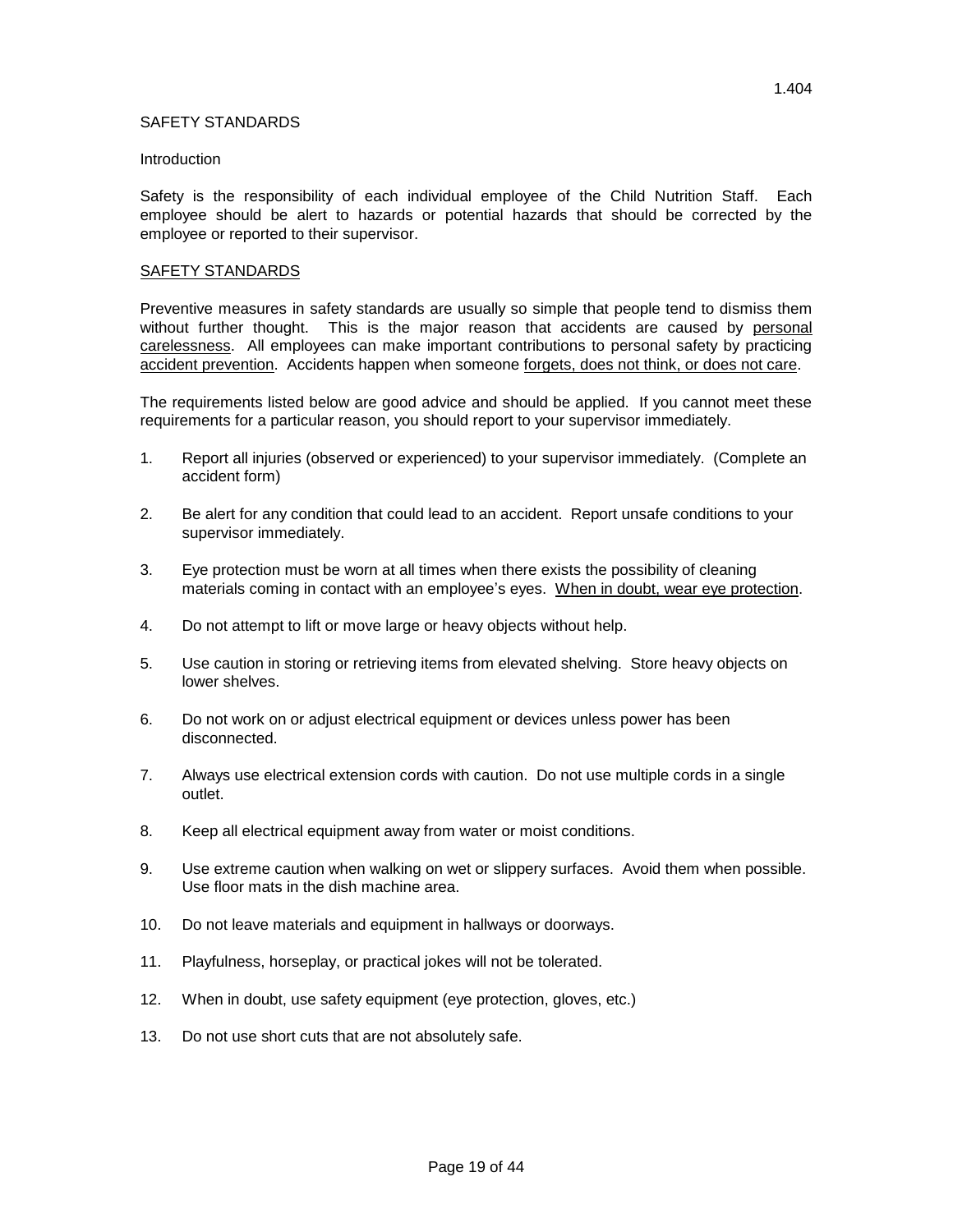1.404

SAFETY STANDARDS

Introduction

Safety is the responsibility of each individual employee of the Child Nutrition Staff. Each employee should be alert to hazards or potential hazards that should be corrected by the employee or reported to their supervisor.

<u>SAFETY STANDARDS</u>

Preventive measures in safety standards are usually so simple that people tend to dismiss them without further thought. This is the major reason that accidents are caused by <u>personal carelessness</u>. All employees can make important contributions to personal safety by practicing <u>accident prevention</u>. Accidents happen when someone <u>forgets, does not think, or does not care</u>.

The requirements listed below are good advice and should be applied. If you cannot meet these requirements for a particular reason, you should report to your supervisor immediately.

1. Report all injuries (observed or experienced) to your supervisor immediately. (Complete an accident form)
2. Be alert for any condition that could lead to an accident. Report unsafe conditions to your supervisor immediately.
3. Eye protection must be worn at all times when there exists the possibility of cleaning materials coming in contact with an employee's eyes. <u>When in doubt, wear eye protection</u>.
4. Do not attempt to lift or move large or heavy objects without help.
5. Use caution in storing or retrieving items from elevated shelving. Store heavy objects on lower shelves.
6. Do not work on or adjust electrical equipment or devices unless power has been disconnected.
7. Always use electrical extension cords with caution. Do not use multiple cords in a single outlet.
8. Keep all electrical equipment away from water or moist conditions.
9. Use extreme caution when walking on wet or slippery surfaces. Avoid them when possible. Use floor mats in the dish machine area.
10. Do not leave materials and equipment in hallways or doorways.
11. Playfulness, horseplay, or practical jokes will not be tolerated.
12. When in doubt, use safety equipment (eye protection, gloves, etc.)
13. Do not use short cuts that are not absolutely safe.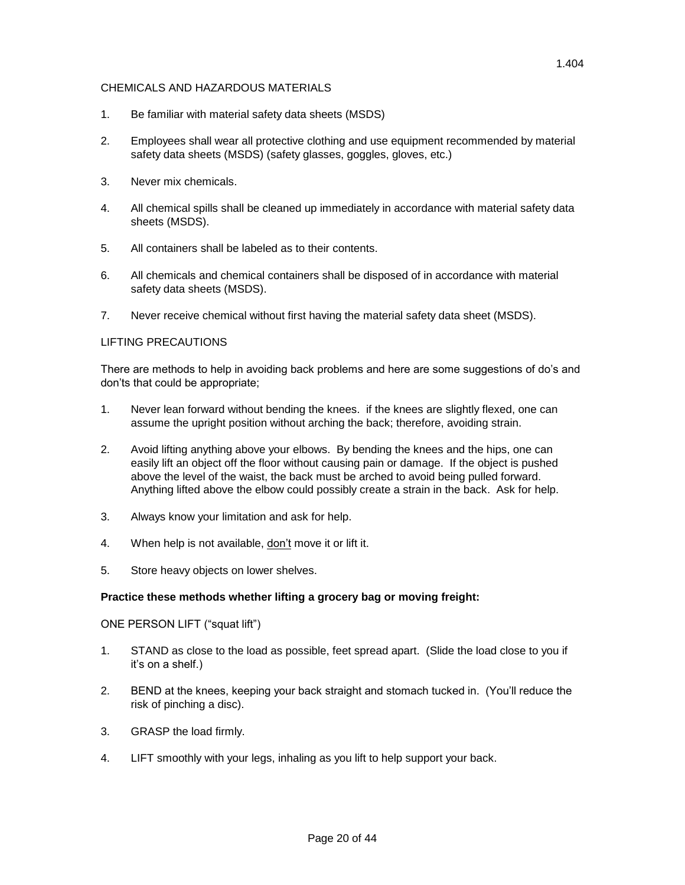## CHEMICALS AND HAZARDOUS MATERIALS

1. Be familiar with material safety data sheets (MSDS)

2. Employees shall wear all protective clothing and use equipment recommended by material safety data sheets (MSDS) (safety glasses, goggles, gloves, etc.)

3. Never mix chemicals.

4. All chemical spills shall be cleaned up immediately in accordance with material safety data sheets (MSDS).

5. All containers shall be labeled as to their contents.

6. All chemicals and chemical containers shall be disposed of in accordance with material safety data sheets (MSDS).

7. Never receive chemical without first having the material safety data sheet (MSDS).

## LIFTING PRECAUTIONS

There are methods to help in avoiding back problems and here are some suggestions of do's and don'ts that could be appropriate;

1. Never lean forward without bending the knees. if the knees are slightly flexed, one can assume the upright position without arching the back; therefore, avoiding strain.

2. Avoid lifting anything above your elbows. By bending the knees and the hips, one can easily lift an object off the floor without causing pain or damage. If the object is pushed above the level of the waist, the back must be arched to avoid being pulled forward. Anything lifted above the elbow could possibly create a strain in the back. Ask for help.

3. Always know your limitation and ask for help.

4. When help is not available, <u>don't</u> move it or lift it.

5. Store heavy objects on lower shelves.

**Practice these methods whether lifting a grocery bag or moving freight:**

### ONE PERSON LIFT ("squat lift")

1. STAND as close to the load as possible, feet spread apart. (Slide the load close to you if it's on a shelf.)

2. BEND at the knees, keeping your back straight and stomach tucked in. (You'll reduce the risk of pinching a disc).

3. GRASP the load firmly.

4. LIFT smoothly with your legs, inhaling as you lift to help support your back.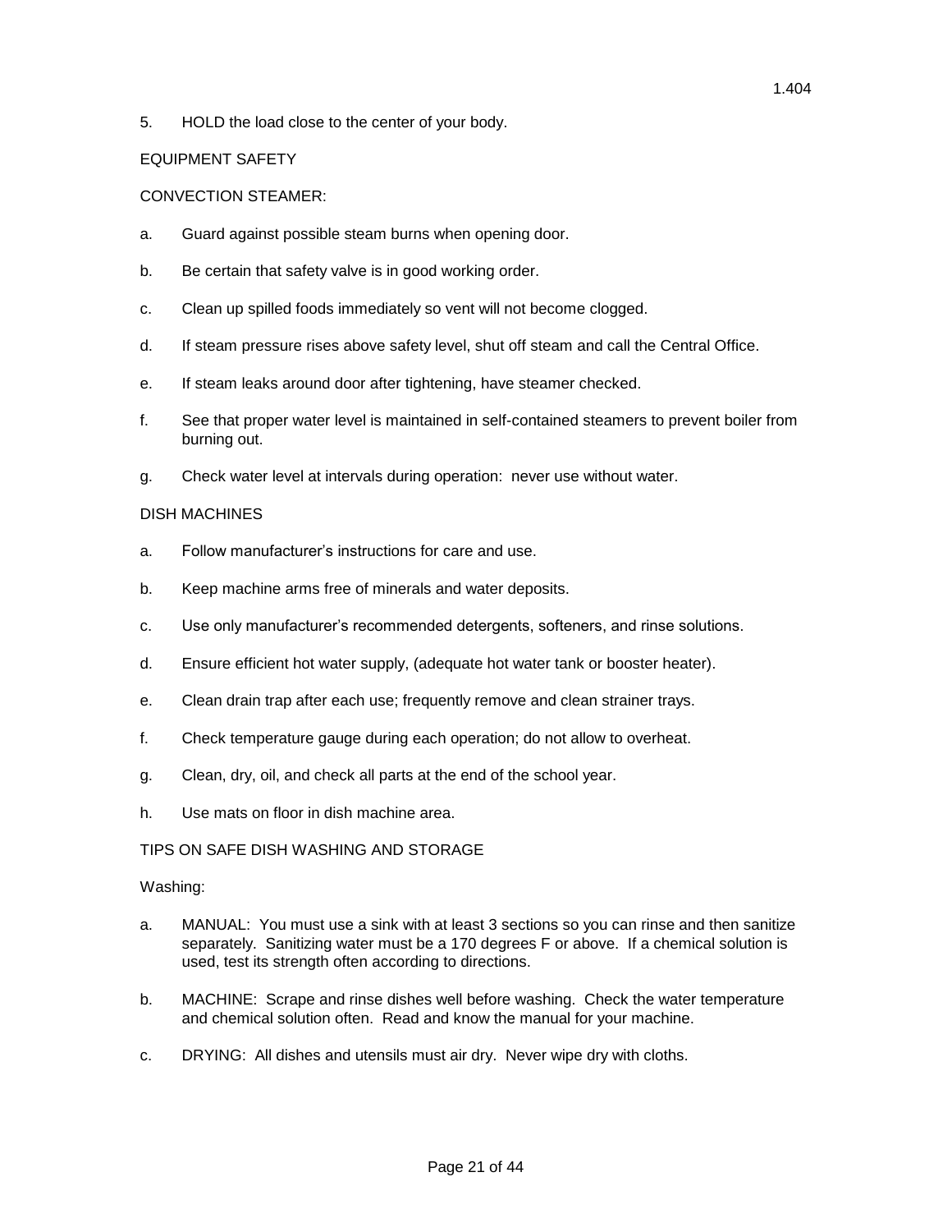5. HOLD the load close to the center of your body.

EQUIPMENT SAFETY

CONVECTION STEAMER:

a. Guard against possible steam burns when opening door.

b. Be certain that safety valve is in good working order.

c. Clean up spilled foods immediately so vent will not become clogged.

d. If steam pressure rises above safety level, shut off steam and call the Central Office.

e. If steam leaks around door after tightening, have steamer checked.

f. See that proper water level is maintained in self-contained steamers to prevent boiler from burning out.

g. Check water level at intervals during operation: never use without water.

DISH MACHINES

a. Follow manufacturer's instructions for care and use.

b. Keep machine arms free of minerals and water deposits.

c. Use only manufacturer's recommended detergents, softeners, and rinse solutions.

d. Ensure efficient hot water supply, (adequate hot water tank or booster heater).

e. Clean drain trap after each use; frequently remove and clean strainer trays.

f. Check temperature gauge during each operation; do not allow to overheat.

g. Clean, dry, oil, and check all parts at the end of the school year.

h. Use mats on floor in dish machine area.

TIPS ON SAFE DISH WASHING AND STORAGE

Washing:

a. MANUAL: You must use a sink with at least 3 sections so you can rinse and then sanitize separately. Sanitizing water must be a 170 degrees F or above. If a chemical solution is used, test its strength often according to directions.

b. MACHINE: Scrape and rinse dishes well before washing. Check the water temperature and chemical solution often. Read and know the manual for your machine.

c. DRYING: All dishes and utensils must air dry. Never wipe dry with cloths.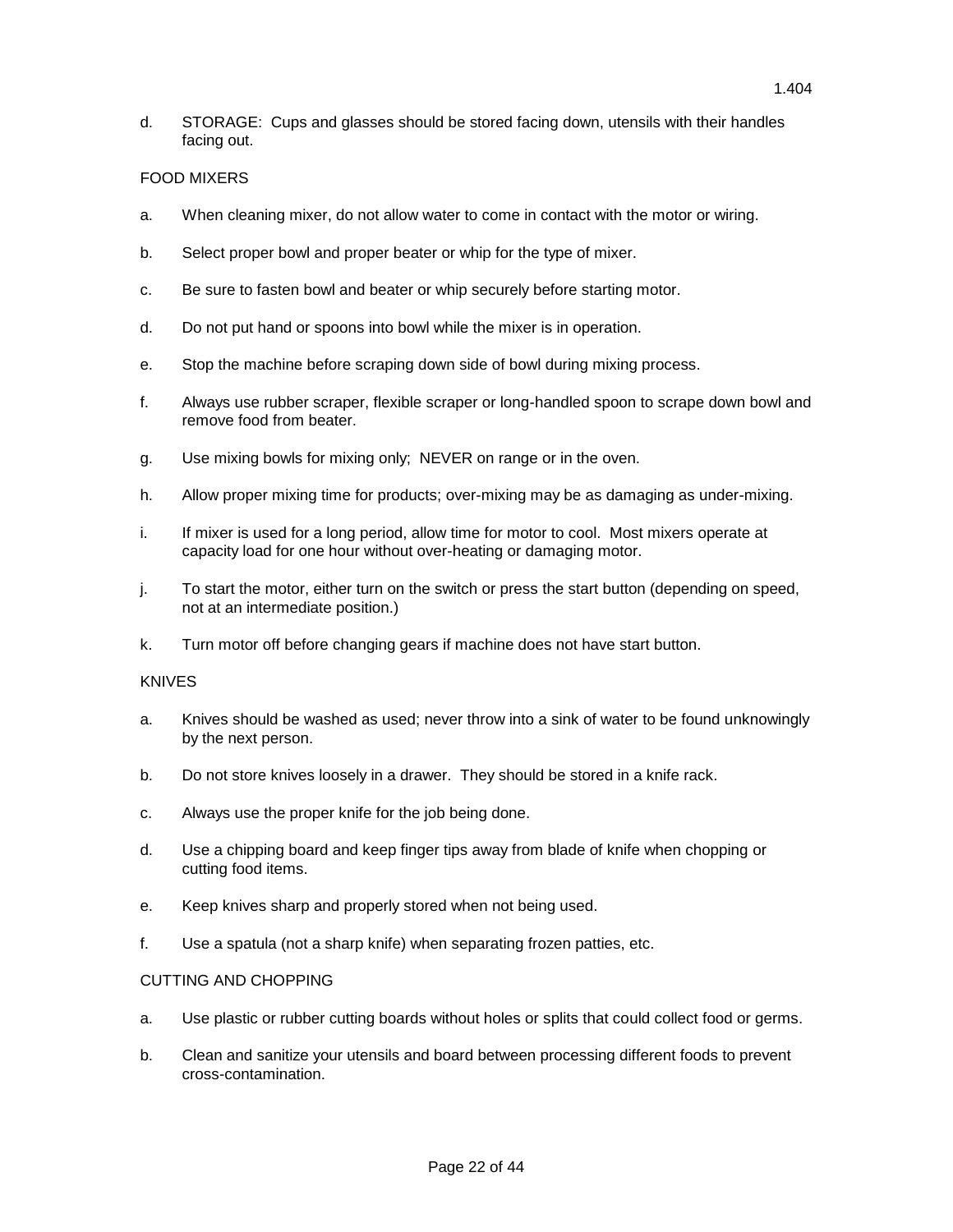d. STORAGE: Cups and glasses should be stored facing down, utensils with their handles facing out.

FOOD MIXERS

a. When cleaning mixer, do not allow water to come in contact with the motor or wiring.

b. Select proper bowl and proper beater or whip for the type of mixer.

c. Be sure to fasten bowl and beater or whip securely before starting motor.

d. Do not put hand or spoons into bowl while the mixer is in operation.

e. Stop the machine before scraping down side of bowl during mixing process.

f. Always use rubber scraper, flexible scraper or long-handled spoon to scrape down bowl and remove food from beater.

g. Use mixing bowls for mixing only; NEVER on range or in the oven.

h. Allow proper mixing time for products; over-mixing may be as damaging as under-mixing.

i. If mixer is used for a long period, allow time for motor to cool. Most mixers operate at capacity load for one hour without over-heating or damaging motor.

j. To start the motor, either turn on the switch or press the start button (depending on speed, not at an intermediate position.)

k. Turn motor off before changing gears if machine does not have start button.

KNIVES

a. Knives should be washed as used; never throw into a sink of water to be found unknowingly by the next person.

b. Do not store knives loosely in a drawer. They should be stored in a knife rack.

c. Always use the proper knife for the job being done.

d. Use a chipping board and keep finger tips away from blade of knife when chopping or cutting food items.

e. Keep knives sharp and properly stored when not being used.

f. Use a spatula (not a sharp knife) when separating frozen patties, etc.

CUTTING AND CHOPPING

a. Use plastic or rubber cutting boards without holes or splits that could collect food or germs.

b. Clean and sanitize your utensils and board between processing different foods to prevent cross-contamination.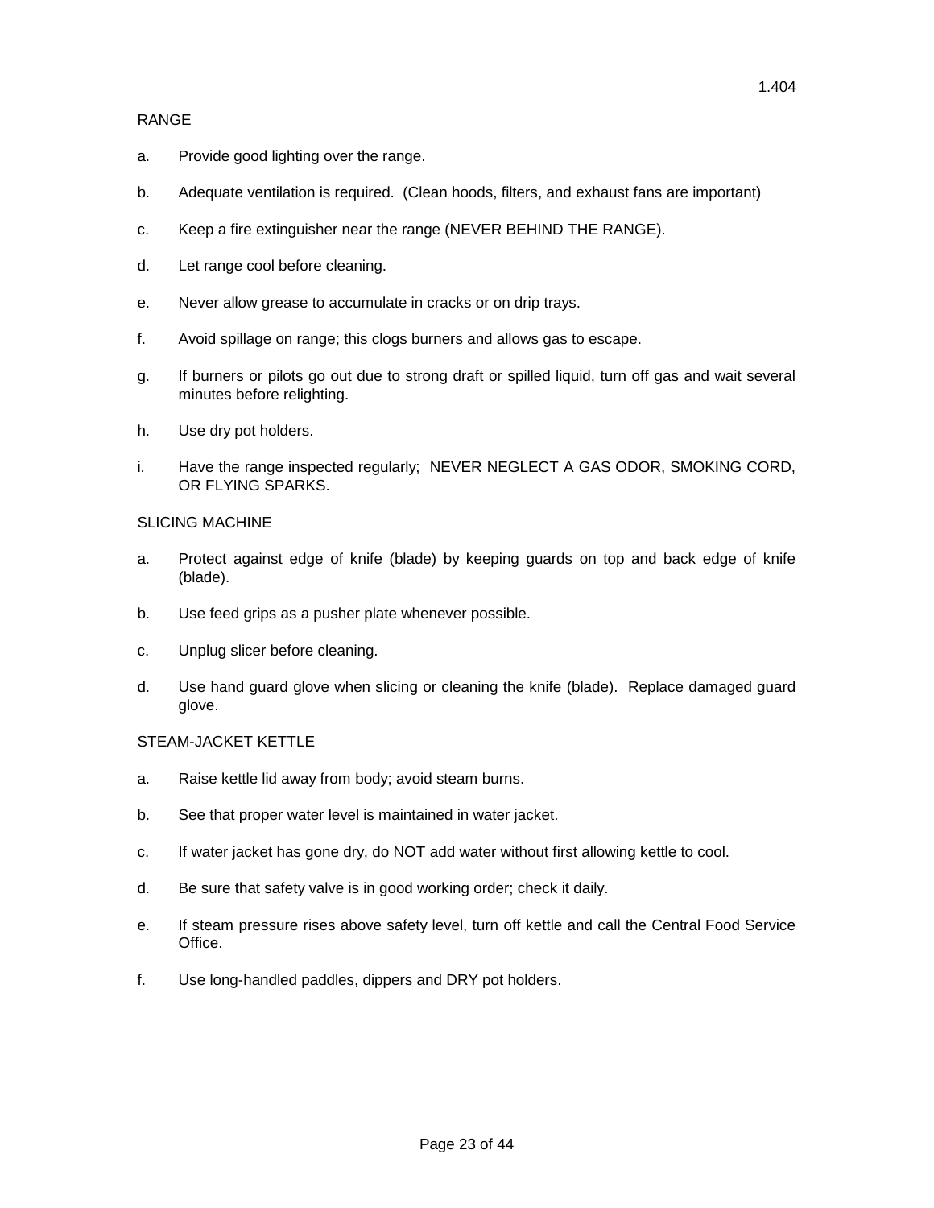## RANGE

a. Provide good lighting over the range.

b. Adequate ventilation is required. (Clean hoods, filters, and exhaust fans are important)

c. Keep a fire extinguisher near the range (NEVER BEHIND THE RANGE).

d. Let range cool before cleaning.

e. Never allow grease to accumulate in cracks or on drip trays.

f. Avoid spillage on range; this clogs burners and allows gas to escape.

g. If burners or pilots go out due to strong draft or spilled liquid, turn off gas and wait several minutes before relighting.

h. Use dry pot holders.

i. Have the range inspected regularly; NEVER NEGLECT A GAS ODOR, SMOKING CORD, OR FLYING SPARKS.

## SLICING MACHINE

a. Protect against edge of knife (blade) by keeping guards on top and back edge of knife (blade).

b. Use feed grips as a pusher plate whenever possible.

c. Unplug slicer before cleaning.

d. Use hand guard glove when slicing or cleaning the knife (blade). Replace damaged guard glove.

## STEAM-JACKET KETTLE

a. Raise kettle lid away from body; avoid steam burns.

b. See that proper water level is maintained in water jacket.

c. If water jacket has gone dry, do NOT add water without first allowing kettle to cool.

d. Be sure that safety valve is in good working order; check it daily.

e. If steam pressure rises above safety level, turn off kettle and call the Central Food Service Office.

f. Use long-handled paddles, dippers and DRY pot holders.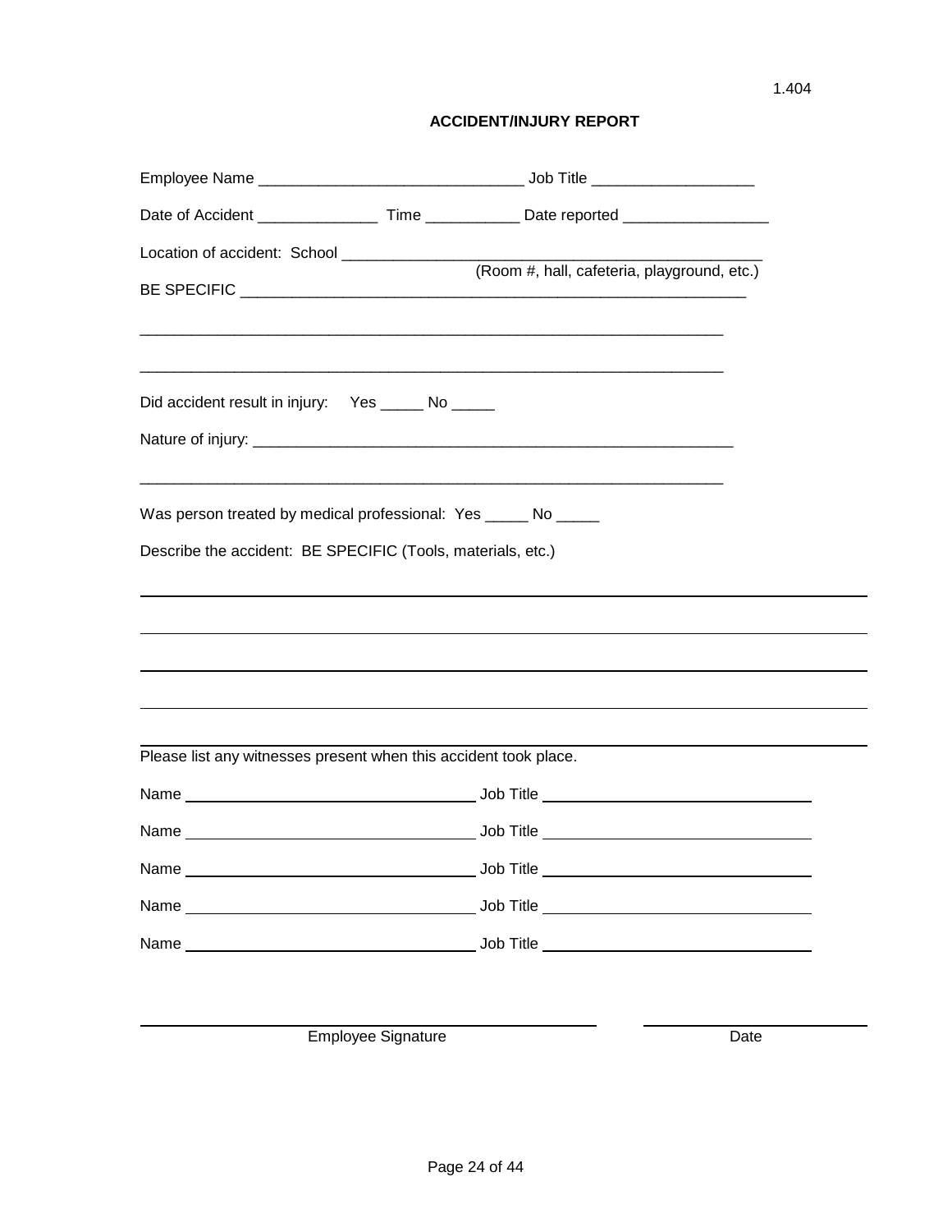1.404

## ACCIDENT/INJURY REPORT

Employee Name _______________________________ Job Title ___________________

Date of Accident ______________ Time ___________ Date reported _________________

Location of accident: School ___________________________________________________
(Room #, hall, cafeteria, playground, etc.)

BE SPECIFIC _______________________________________________________________

___________________________________________________________________________

___________________________________________________________________________

Did accident result in injury: Yes _____ No _____

Nature of injury: ___________________________________________________________

___________________________________________________________________________

Was person treated by medical professional: Yes _____ No _____

Describe the accident: BE SPECIFIC (Tools, materials, etc.)

___________________________________________________________________________

___________________________________________________________________________

___________________________________________________________________________

___________________________________________________________________________

___________________________________________________________________________

Please list any witnesses present when this accident took place.

Name ________________________________ Job Title ______________________________

Name ________________________________ Job Title ______________________________

Name ________________________________ Job Title ______________________________

Name ________________________________ Job Title ______________________________

Name ________________________________ Job Title ______________________________

_____________________________________________ ______________________

Employee Signature Date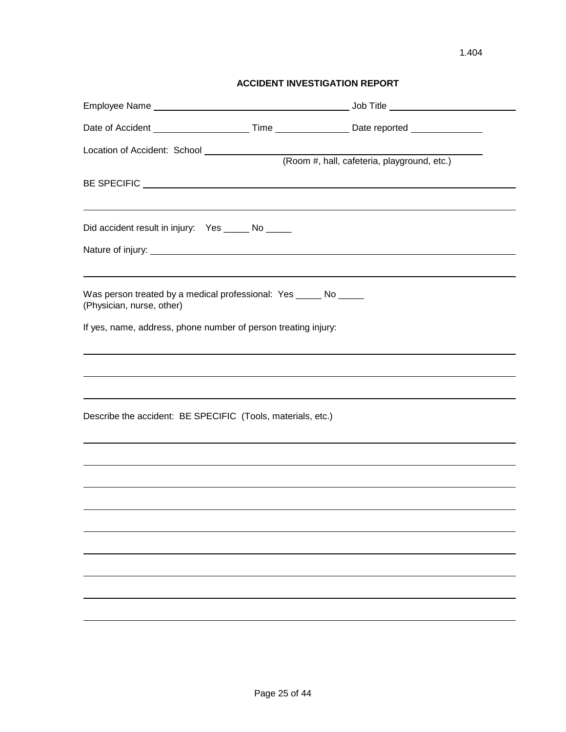1.404

## ACCIDENT INVESTIGATION REPORT

Employee Name ______________________________ Job Title ____________________

Date of Accident _______________ Time ____________ Date reported ___________

Location of Accident: School ________________________________________
(Room #, hall, cafeteria, playground, etc.)

BE SPECIFIC ____________________________________________________________

________________________________________________________________________

Did accident result in injury: Yes _____ No _____

Nature of injury: ________________________________________________________

________________________________________________________________________

Was person treated by a medical professional: Yes _____ No _____
(Physician, nurse, other)

If yes, name, address, phone number of person treating injury:

________________________________________________________________________

________________________________________________________________________

________________________________________________________________________

Describe the accident: BE SPECIFIC (Tools, materials, etc.)

________________________________________________________________________

________________________________________________________________________

________________________________________________________________________

________________________________________________________________________

________________________________________________________________________

________________________________________________________________________

________________________________________________________________________

________________________________________________________________________

________________________________________________________________________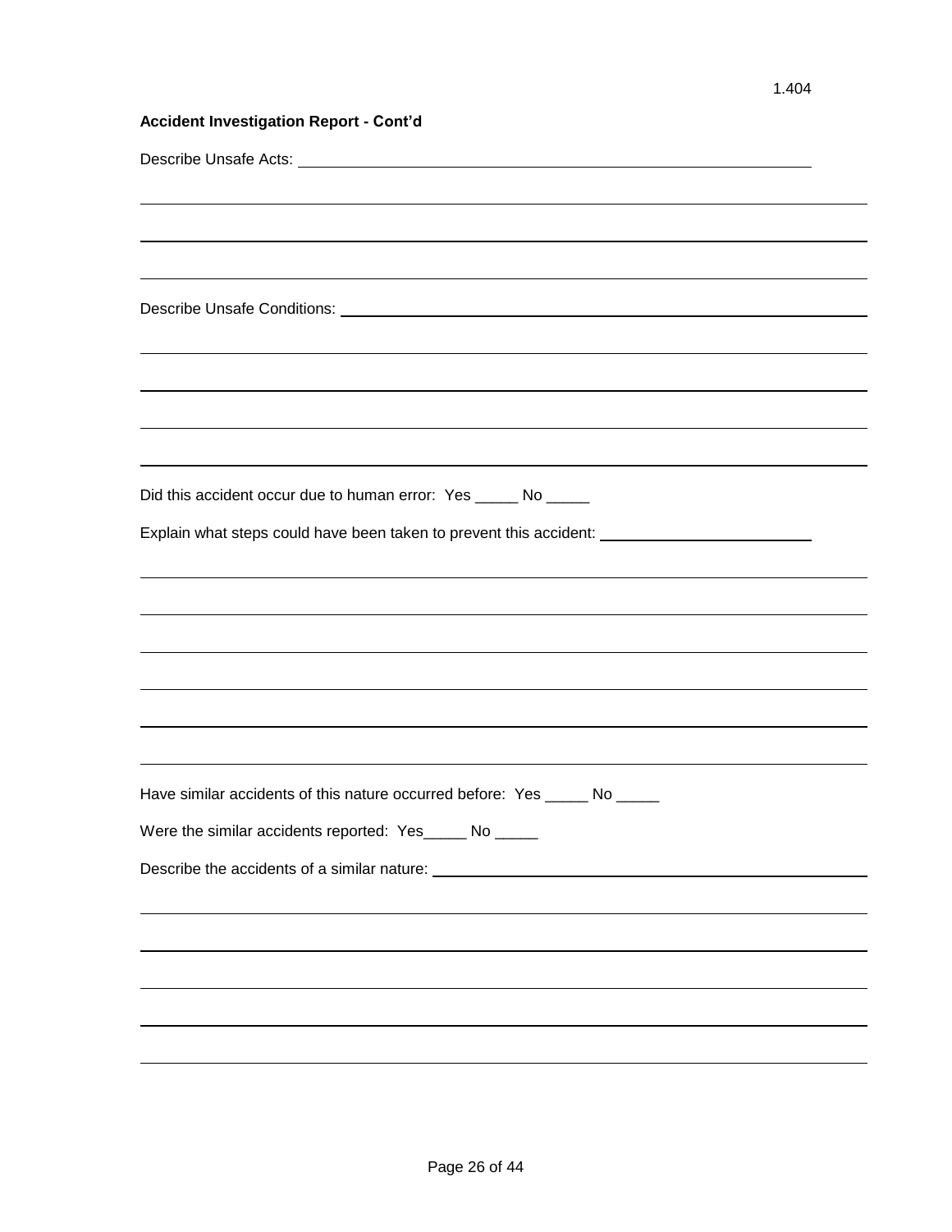1.404

**Accident Investigation Report - Cont'd**

Describe Unsafe Acts: ______________________________________________

______________________________________________

______________________________________________

______________________________________________

Describe Unsafe Conditions: ______________________________________________

______________________________________________

______________________________________________

______________________________________________

______________________________________________

Did this accident occur due to human error: Yes _____ No _____

Explain what steps could have been taken to prevent this accident: ________________________

______________________________________________

______________________________________________

______________________________________________

______________________________________________

______________________________________________

______________________________________________

Have similar accidents of this nature occurred before: Yes _____ No _____

Were the similar accidents reported: Yes_____ No _____

Describe the accidents of a similar nature: ______________________________________________

______________________________________________

______________________________________________

______________________________________________

______________________________________________

______________________________________________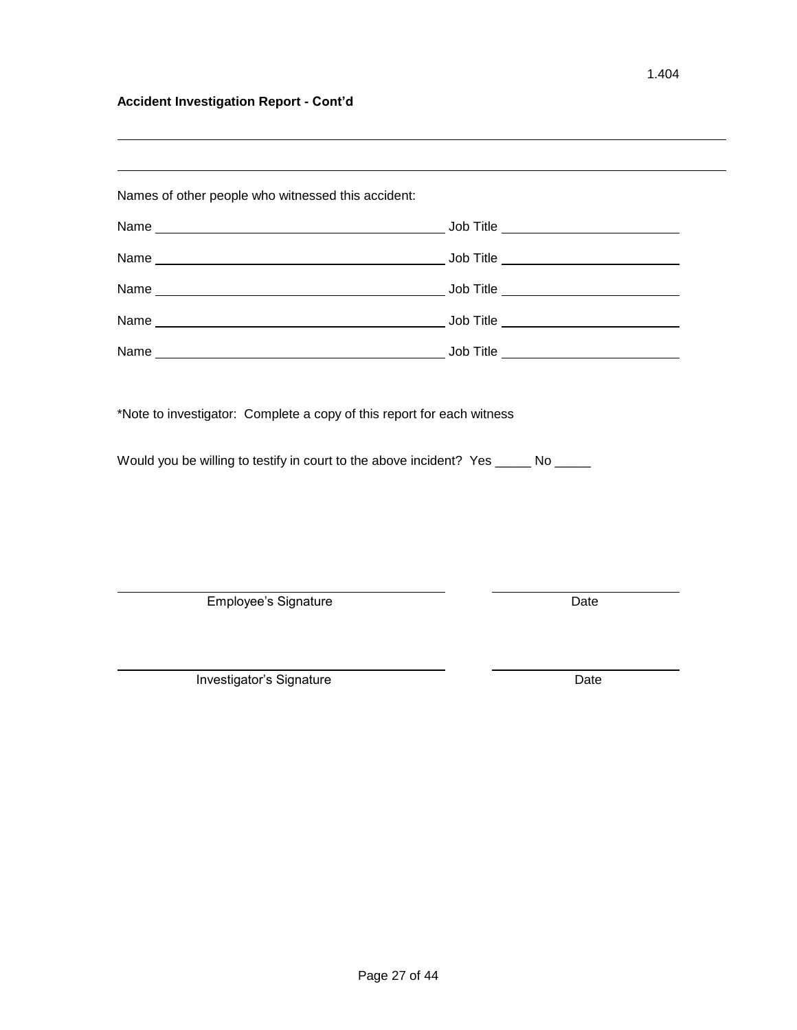**Accident Investigation Report - Cont'd**

\_\_\_\_\_\_\_\_\_\_\_\_\_\_\_\_\_\_\_\_\_\_\_\_\_\_\_\_\_\_\_\_\_\_\_\_\_\_\_\_\_\_\_\_\_\_\_\_\_\_\_\_\_\_\_\_\_\_\_\_\_\_\_\_\_\_\_\_\_\_\_\_\_\_\_\_

\_\_\_\_\_\_\_\_\_\_\_\_\_\_\_\_\_\_\_\_\_\_\_\_\_\_\_\_\_\_\_\_\_\_\_\_\_\_\_\_\_\_\_\_\_\_\_\_\_\_\_\_\_\_\_\_\_\_\_\_\_\_\_\_\_\_\_\_\_\_\_\_\_\_\_\_

Names of other people who witnessed this accident:

Name \_\_\_\_\_\_\_\_\_\_\_\_\_\_\_\_\_\_\_\_\_\_\_\_\_\_\_\_\_\_\_\_\_\_\_\_\_\_\_\_ Job Title \_\_\_\_\_\_\_\_\_\_\_\_\_\_\_\_\_\_\_\_\_\_\_\_\_

Name \_\_\_\_\_\_\_\_\_\_\_\_\_\_\_\_\_\_\_\_\_\_\_\_\_\_\_\_\_\_\_\_\_\_\_\_\_\_\_\_ Job Title \_\_\_\_\_\_\_\_\_\_\_\_\_\_\_\_\_\_\_\_\_\_\_\_\_

Name \_\_\_\_\_\_\_\_\_\_\_\_\_\_\_\_\_\_\_\_\_\_\_\_\_\_\_\_\_\_\_\_\_\_\_\_\_\_\_\_ Job Title \_\_\_\_\_\_\_\_\_\_\_\_\_\_\_\_\_\_\_\_\_\_\_\_\_

Name \_\_\_\_\_\_\_\_\_\_\_\_\_\_\_\_\_\_\_\_\_\_\_\_\_\_\_\_\_\_\_\_\_\_\_\_\_\_\_\_ Job Title \_\_\_\_\_\_\_\_\_\_\_\_\_\_\_\_\_\_\_\_\_\_\_\_\_

Name \_\_\_\_\_\_\_\_\_\_\_\_\_\_\_\_\_\_\_\_\_\_\_\_\_\_\_\_\_\_\_\_\_\_\_\_\_\_\_\_ Job Title \_\_\_\_\_\_\_\_\_\_\_\_\_\_\_\_\_\_\_\_\_\_\_\_\_

*Note to investigator: Complete a copy of this report for each witness

Would you be willing to testify in court to the above incident? Yes \_\_\_\_\_ No \_\_\_\_\_

\_\_\_\_\_\_\_\_\_\_\_\_\_\_\_\_\_\_\_\_\_\_\_\_\_\_\_\_\_\_\_\_\_\_\_\_\_\_\_\_ \_\_\_\_\_\_\_\_\_\_\_\_\_\_\_\_\_\_\_\_\_\_\_\_\_

Employee's Signature Date

\_\_\_\_\_\_\_\_\_\_\_\_\_\_\_\_\_\_\_\_\_\_\_\_\_\_\_\_\_\_\_\_\_\_\_\_\_\_\_\_ \_\_\_\_\_\_\_\_\_\_\_\_\_\_\_\_\_\_\_\_\_\_\_\_\_

Investigator's Signature Date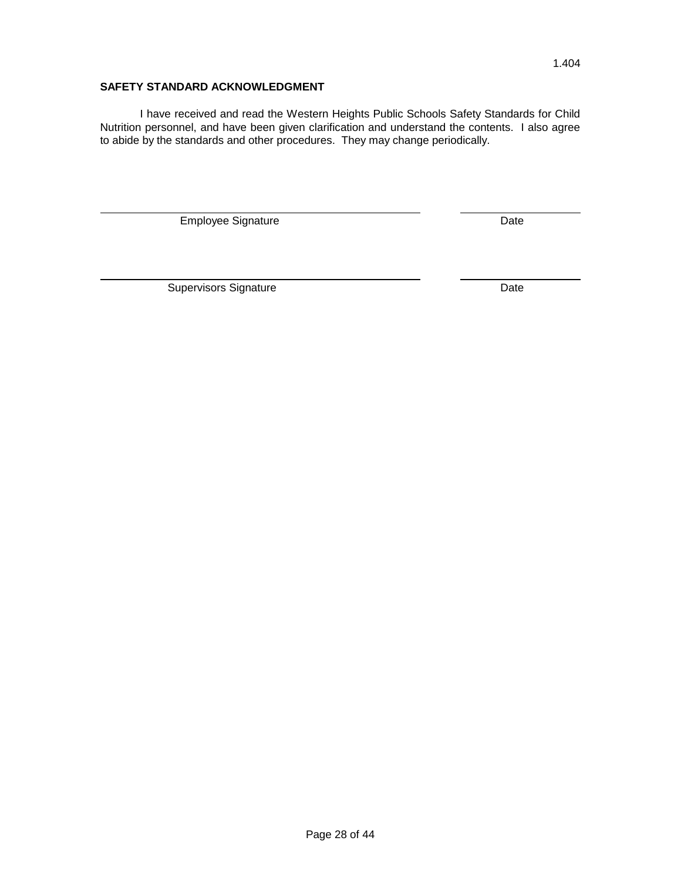1.404

**SAFETY STANDARD ACKNOWLEDGMENT**

I have received and read the Western Heights Public Schools Safety Standards for Child Nutrition personnel, and have been given clarification and understand the contents. I also agree to abide by the standards and other procedures. They may change periodically.

\_\_\_\_\_\_\_\_\_\_\_\_\_\_\_\_\_\_\_\_\_\_\_\_\_\_\_\_\_\_\_\_\_\_\_\_\_\_\_\_ \_\_\_\_\_\_\_\_\_\_\_\_\_\_\_\_
Employee Signature Date

\_\_\_\_\_\_\_\_\_\_\_\_\_\_\_\_\_\_\_\_\_\_\_\_\_\_\_\_\_\_\_\_\_\_\_\_\_\_\_\_ \_\_\_\_\_\_\_\_\_\_\_\_\_\_\_\_
Supervisors Signature Date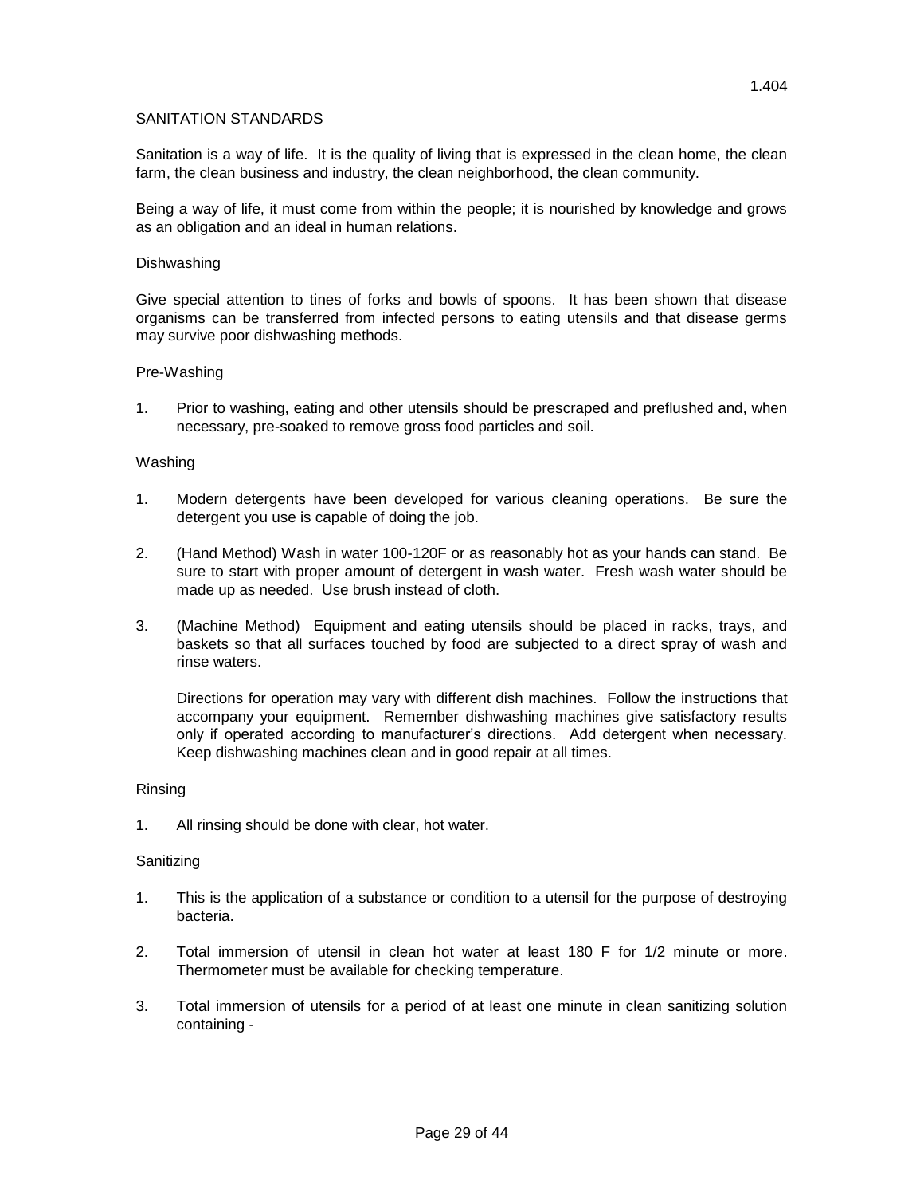1.404

## SANITATION STANDARDS

Sanitation is a way of life. It is the quality of living that is expressed in the clean home, the clean farm, the clean business and industry, the clean neighborhood, the clean community.

Being a way of life, it must come from within the people; it is nourished by knowledge and grows as an obligation and an ideal in human relations.

### Dishwashing

Give special attention to tines of forks and bowls of spoons. It has been shown that disease organisms can be transferred from infected persons to eating utensils and that disease germs may survive poor dishwashing methods.

### Pre-Washing

1. Prior to washing, eating and other utensils should be prescraped and preflushed and, when necessary, pre-soaked to remove gross food particles and soil.

### Washing

1. Modern detergents have been developed for various cleaning operations. Be sure the detergent you use is capable of doing the job.

2. (Hand Method) Wash in water 100-120F or as reasonably hot as your hands can stand. Be sure to start with proper amount of detergent in wash water. Fresh wash water should be made up as needed. Use brush instead of cloth.

3. (Machine Method) Equipment and eating utensils should be placed in racks, trays, and baskets so that all surfaces touched by food are subjected to a direct spray of wash and rinse waters.

   Directions for operation may vary with different dish machines. Follow the instructions that accompany your equipment. Remember dishwashing machines give satisfactory results only if operated according to manufacturer's directions. Add detergent when necessary. Keep dishwashing machines clean and in good repair at all times.

### Rinsing

1. All rinsing should be done with clear, hot water.

### Sanitizing

1. This is the application of a substance or condition to a utensil for the purpose of destroying bacteria.

2. Total immersion of utensil in clean hot water at least 180 F for 1/2 minute or more. Thermometer must be available for checking temperature.

3. Total immersion of utensils for a period of at least one minute in clean sanitizing solution containing -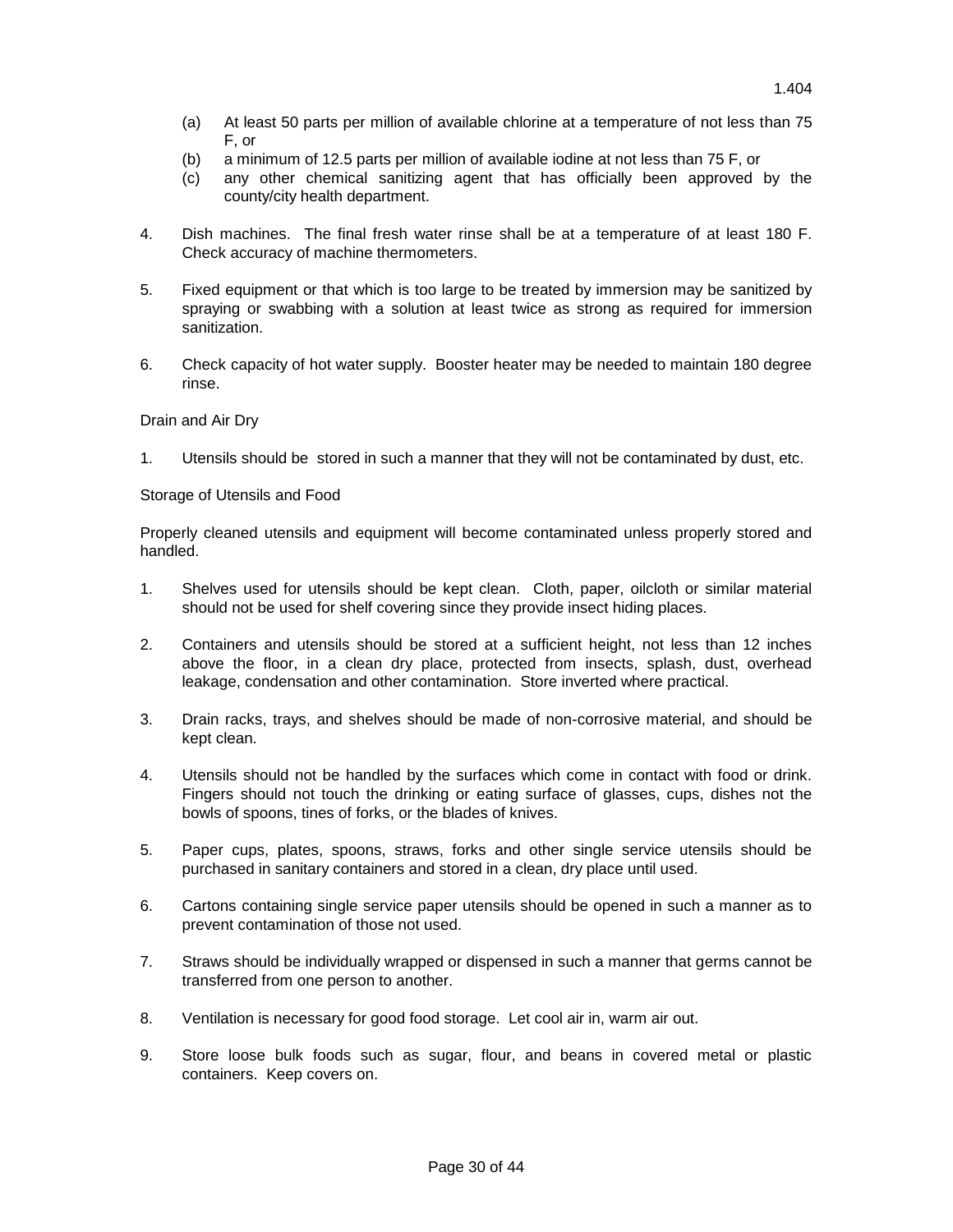(a) At least 50 parts per million of available chlorine at a temperature of not less than 75 F, or
(b) a minimum of 12.5 parts per million of available iodine at not less than 75 F, or
(c) any other chemical sanitizing agent that has officially been approved by the county/city health department.

4. Dish machines. The final fresh water rinse shall be at a temperature of at least 180 F. Check accuracy of machine thermometers.

5. Fixed equipment or that which is too large to be treated by immersion may be sanitized by spraying or swabbing with a solution at least twice as strong as required for immersion sanitization.

6. Check capacity of hot water supply. Booster heater may be needed to maintain 180 degree rinse.

Drain and Air Dry

1. Utensils should be stored in such a manner that they will not be contaminated by dust, etc.

Storage of Utensils and Food

Properly cleaned utensils and equipment will become contaminated unless properly stored and handled.

1. Shelves used for utensils should be kept clean. Cloth, paper, oilcloth or similar material should not be used for shelf covering since they provide insect hiding places.

2. Containers and utensils should be stored at a sufficient height, not less than 12 inches above the floor, in a clean dry place, protected from insects, splash, dust, overhead leakage, condensation and other contamination. Store inverted where practical.

3. Drain racks, trays, and shelves should be made of non-corrosive material, and should be kept clean.

4. Utensils should not be handled by the surfaces which come in contact with food or drink. Fingers should not touch the drinking or eating surface of glasses, cups, dishes not the bowls of spoons, tines of forks, or the blades of knives.

5. Paper cups, plates, spoons, straws, forks and other single service utensils should be purchased in sanitary containers and stored in a clean, dry place until used.

6. Cartons containing single service paper utensils should be opened in such a manner as to prevent contamination of those not used.

7. Straws should be individually wrapped or dispensed in such a manner that germs cannot be transferred from one person to another.

8. Ventilation is necessary for good food storage. Let cool air in, warm air out.

9. Store loose bulk foods such as sugar, flour, and beans in covered metal or plastic containers. Keep covers on.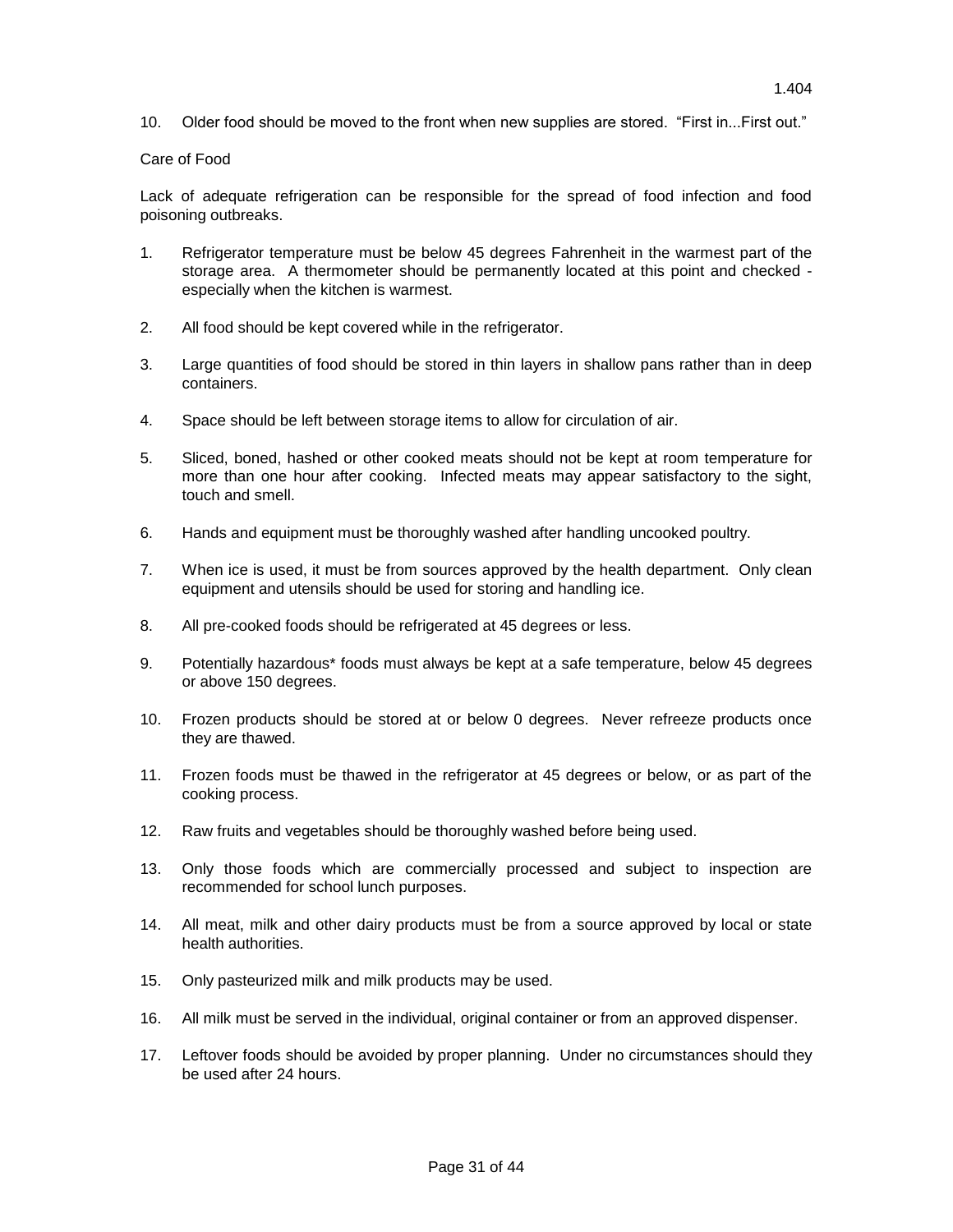10. Older food should be moved to the front when new supplies are stored. "First in...First out."

Care of Food

Lack of adequate refrigeration can be responsible for the spread of food infection and food poisoning outbreaks.

1. Refrigerator temperature must be below 45 degrees Fahrenheit in the warmest part of the storage area. A thermometer should be permanently located at this point and checked - especially when the kitchen is warmest.

2. All food should be kept covered while in the refrigerator.

3. Large quantities of food should be stored in thin layers in shallow pans rather than in deep containers.

4. Space should be left between storage items to allow for circulation of air.

5. Sliced, boned, hashed or other cooked meats should not be kept at room temperature for more than one hour after cooking. Infected meats may appear satisfactory to the sight, touch and smell.

6. Hands and equipment must be thoroughly washed after handling uncooked poultry.

7. When ice is used, it must be from sources approved by the health department. Only clean equipment and utensils should be used for storing and handling ice.

8. All pre-cooked foods should be refrigerated at 45 degrees or less.

9. Potentially hazardous* foods must always be kept at a safe temperature, below 45 degrees or above 150 degrees.

10. Frozen products should be stored at or below 0 degrees. Never refreeze products once they are thawed.

11. Frozen foods must be thawed in the refrigerator at 45 degrees or below, or as part of the cooking process.

12. Raw fruits and vegetables should be thoroughly washed before being used.

13. Only those foods which are commercially processed and subject to inspection are recommended for school lunch purposes.

14. All meat, milk and other dairy products must be from a source approved by local or state health authorities.

15. Only pasteurized milk and milk products may be used.

16. All milk must be served in the individual, original container or from an approved dispenser.

17. Leftover foods should be avoided by proper planning. Under no circumstances should they be used after 24 hours.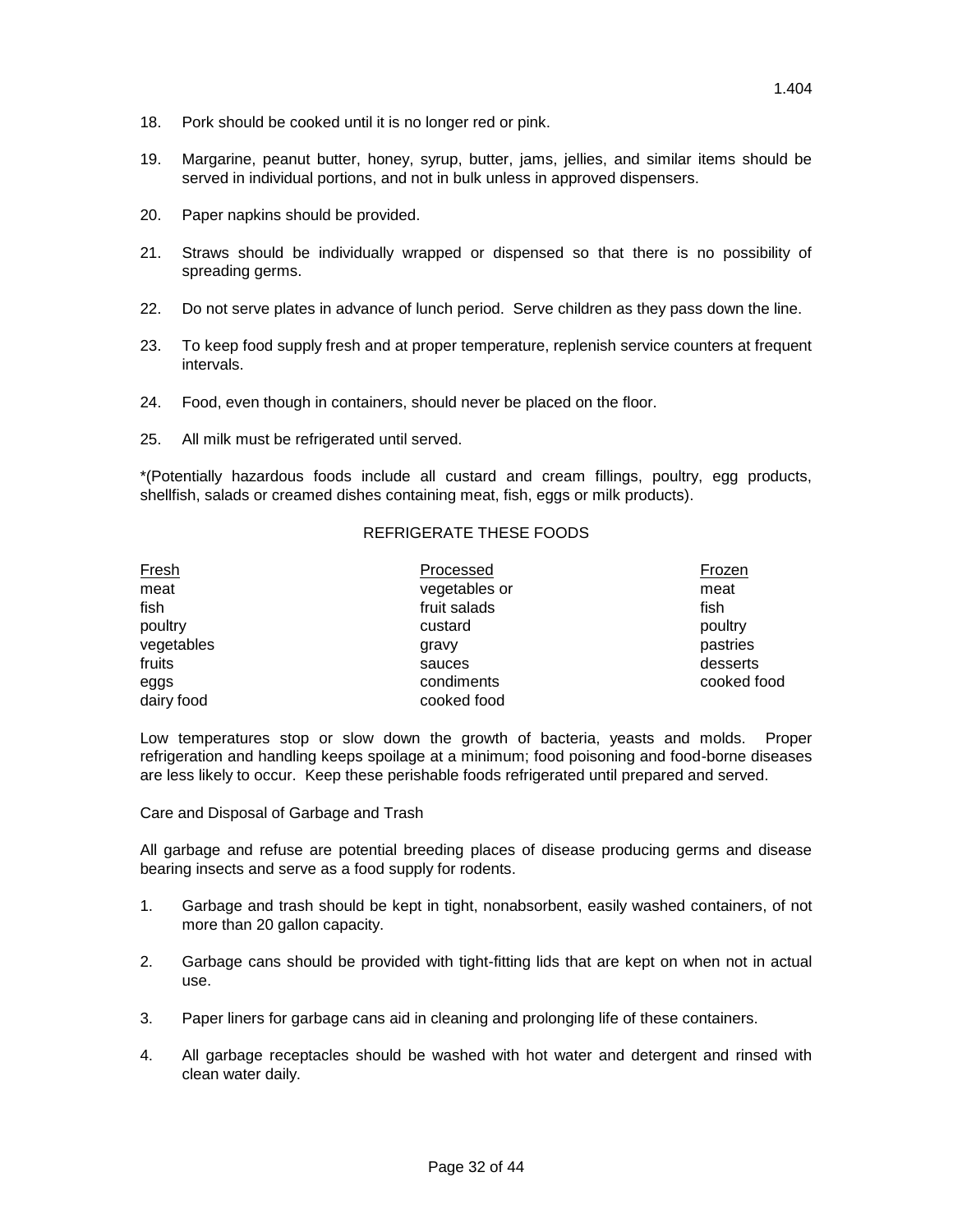18. Pork should be cooked until it is no longer red or pink.

19. Margarine, peanut butter, honey, syrup, butter, jams, jellies, and similar items should be served in individual portions, and not in bulk unless in approved dispensers.

20. Paper napkins should be provided.

21. Straws should be individually wrapped or dispensed so that there is no possibility of spreading germs.

22. Do not serve plates in advance of lunch period. Serve children as they pass down the line.

23. To keep food supply fresh and at proper temperature, replenish service counters at frequent intervals.

24. Food, even though in containers, should never be placed on the floor.

25. All milk must be refrigerated until served.

*(Potentially hazardous foods include all custard and cream fillings, poultry, egg products, shellfish, salads or creamed dishes containing meat, fish, eggs or milk products).

REFRIGERATE THESE FOODS

| Fresh | Processed | Frozen |
|---|---|---|
| meat | vegetables or | meat |
| fish | fruit salads | fish |
| poultry | custard | poultry |
| vegetables | gravy | pastries |
| fruits | sauces | desserts |
| eggs | condiments | cooked food |
| dairy food | cooked food | |

Low temperatures stop or slow down the growth of bacteria, yeasts and molds. Proper refrigeration and handling keeps spoilage at a minimum; food poisoning and food-borne diseases are less likely to occur. Keep these perishable foods refrigerated until prepared and served.

Care and Disposal of Garbage and Trash

All garbage and refuse are potential breeding places of disease producing germs and disease bearing insects and serve as a food supply for rodents.

1. Garbage and trash should be kept in tight, nonabsorbent, easily washed containers, of not more than 20 gallon capacity.

2. Garbage cans should be provided with tight-fitting lids that are kept on when not in actual use.

3. Paper liners for garbage cans aid in cleaning and prolonging life of these containers.

4. All garbage receptacles should be washed with hot water and detergent and rinsed with clean water daily.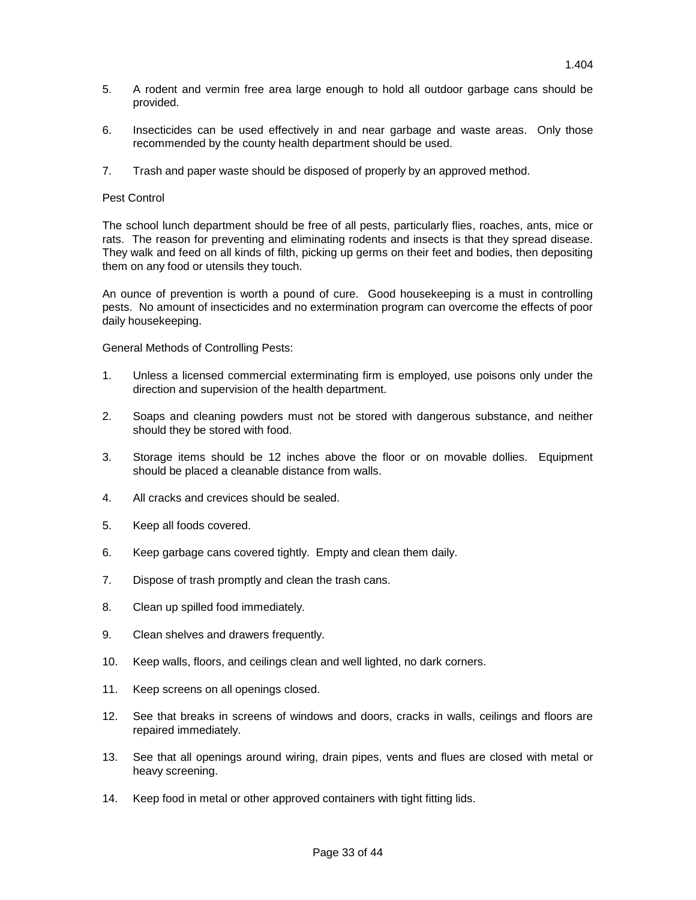5. A rodent and vermin free area large enough to hold all outdoor garbage cans should be provided.

6. Insecticides can be used effectively in and near garbage and waste areas. Only those recommended by the county health department should be used.

7. Trash and paper waste should be disposed of properly by an approved method.

Pest Control

The school lunch department should be free of all pests, particularly flies, roaches, ants, mice or rats. The reason for preventing and eliminating rodents and insects is that they spread disease. They walk and feed on all kinds of filth, picking up germs on their feet and bodies, then depositing them on any food or utensils they touch.

An ounce of prevention is worth a pound of cure. Good housekeeping is a must in controlling pests. No amount of insecticides and no extermination program can overcome the effects of poor daily housekeeping.

General Methods of Controlling Pests:

1. Unless a licensed commercial exterminating firm is employed, use poisons only under the direction and supervision of the health department.

2. Soaps and cleaning powders must not be stored with dangerous substance, and neither should they be stored with food.

3. Storage items should be 12 inches above the floor or on movable dollies. Equipment should be placed a cleanable distance from walls.

4. All cracks and crevices should be sealed.

5. Keep all foods covered.

6. Keep garbage cans covered tightly. Empty and clean them daily.

7. Dispose of trash promptly and clean the trash cans.

8. Clean up spilled food immediately.

9. Clean shelves and drawers frequently.

10. Keep walls, floors, and ceilings clean and well lighted, no dark corners.

11. Keep screens on all openings closed.

12. See that breaks in screens of windows and doors, cracks in walls, ceilings and floors are repaired immediately.

13. See that all openings around wiring, drain pipes, vents and flues are closed with metal or heavy screening.

14. Keep food in metal or other approved containers with tight fitting lids.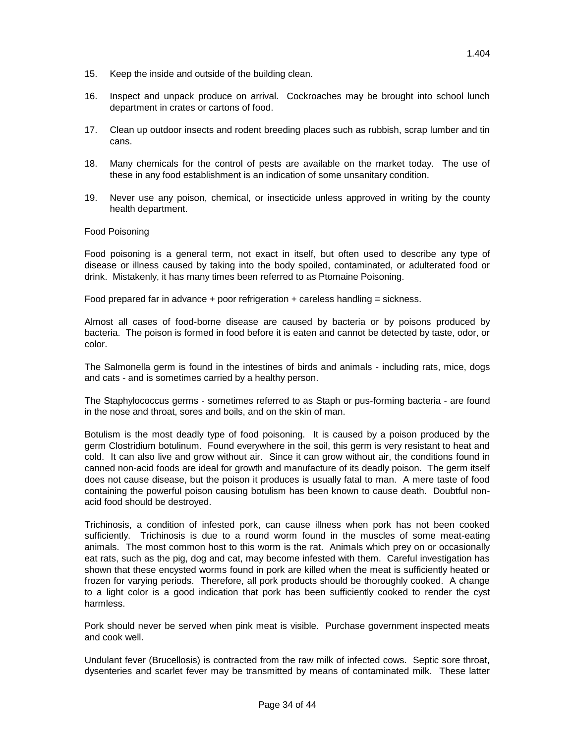15. Keep the inside and outside of the building clean.

16. Inspect and unpack produce on arrival. Cockroaches may be brought into school lunch department in crates or cartons of food.

17. Clean up outdoor insects and rodent breeding places such as rubbish, scrap lumber and tin cans.

18. Many chemicals for the control of pests are available on the market today. The use of these in any food establishment is an indication of some unsanitary condition.

19. Never use any poison, chemical, or insecticide unless approved in writing by the county health department.

## Food Poisoning

Food poisoning is a general term, not exact in itself, but often used to describe any type of disease or illness caused by taking into the body spoiled, contaminated, or adulterated food or drink. Mistakenly, it has many times been referred to as Ptomaine Poisoning.

Food prepared far in advance + poor refrigeration + careless handling = sickness.

Almost all cases of food-borne disease are caused by bacteria or by poisons produced by bacteria. The poison is formed in food before it is eaten and cannot be detected by taste, odor, or color.

The Salmonella germ is found in the intestines of birds and animals - including rats, mice, dogs and cats - and is sometimes carried by a healthy person.

The Staphylococcus germs - sometimes referred to as Staph or pus-forming bacteria - are found in the nose and throat, sores and boils, and on the skin of man.

Botulism is the most deadly type of food poisoning. It is caused by a poison produced by the germ Clostridium botulinum. Found everywhere in the soil, this germ is very resistant to heat and cold. It can also live and grow without air. Since it can grow without air, the conditions found in canned non-acid foods are ideal for growth and manufacture of its deadly poison. The germ itself does not cause disease, but the poison it produces is usually fatal to man. A mere taste of food containing the powerful poison causing botulism has been known to cause death. Doubtful non-acid food should be destroyed.

Trichinosis, a condition of infested pork, can cause illness when pork has not been cooked sufficiently. Trichinosis is due to a round worm found in the muscles of some meat-eating animals. The most common host to this worm is the rat. Animals which prey on or occasionally eat rats, such as the pig, dog and cat, may become infested with them. Careful investigation has shown that these encysted worms found in pork are killed when the meat is sufficiently heated or frozen for varying periods. Therefore, all pork products should be thoroughly cooked. A change to a light color is a good indication that pork has been sufficiently cooked to render the cyst harmless.

Pork should never be served when pink meat is visible. Purchase government inspected meats and cook well.

Undulant fever (Brucellosis) is contracted from the raw milk of infected cows. Septic sore throat, dysenteries and scarlet fever may be transmitted by means of contaminated milk. These latter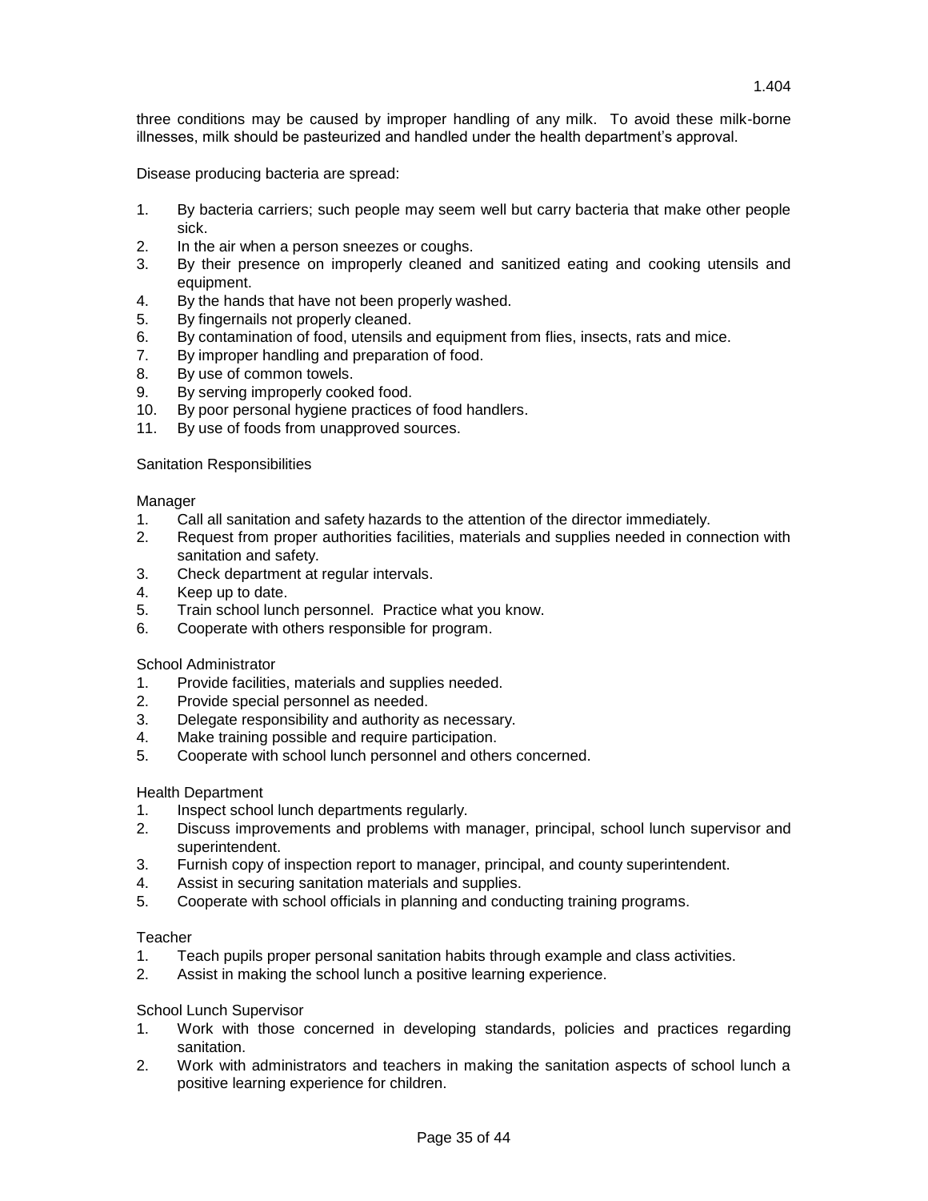three conditions may be caused by improper handling of any milk. To avoid these milk-borne illnesses, milk should be pasteurized and handled under the health department's approval.

Disease producing bacteria are spread:

1. By bacteria carriers; such people may seem well but carry bacteria that make other people sick.
2. In the air when a person sneezes or coughs.
3. By their presence on improperly cleaned and sanitized eating and cooking utensils and equipment.
4. By the hands that have not been properly washed.
5. By fingernails not properly cleaned.
6. By contamination of food, utensils and equipment from flies, insects, rats and mice.
7. By improper handling and preparation of food.
8. By use of common towels.
9. By serving improperly cooked food.
10. By poor personal hygiene practices of food handlers.
11. By use of foods from unapproved sources.

Sanitation Responsibilities

Manager

1. Call all sanitation and safety hazards to the attention of the director immediately.
2. Request from proper authorities facilities, materials and supplies needed in connection with sanitation and safety.
3. Check department at regular intervals.
4. Keep up to date.
5. Train school lunch personnel. Practice what you know.
6. Cooperate with others responsible for program.

School Administrator

1. Provide facilities, materials and supplies needed.
2. Provide special personnel as needed.
3. Delegate responsibility and authority as necessary.
4. Make training possible and require participation.
5. Cooperate with school lunch personnel and others concerned.

Health Department

1. Inspect school lunch departments regularly.
2. Discuss improvements and problems with manager, principal, school lunch supervisor and superintendent.
3. Furnish copy of inspection report to manager, principal, and county superintendent.
4. Assist in securing sanitation materials and supplies.
5. Cooperate with school officials in planning and conducting training programs.

Teacher

1. Teach pupils proper personal sanitation habits through example and class activities.
2. Assist in making the school lunch a positive learning experience.

School Lunch Supervisor

1. Work with those concerned in developing standards, policies and practices regarding sanitation.
2. Work with administrators and teachers in making the sanitation aspects of school lunch a positive learning experience for children.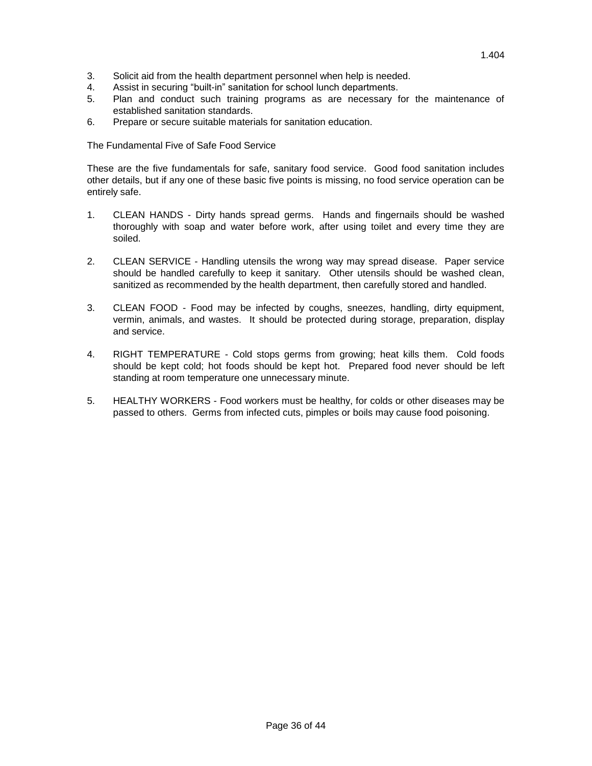3. Solicit aid from the health department personnel when help is needed.
4. Assist in securing "built-in" sanitation for school lunch departments.
5. Plan and conduct such training programs as are necessary for the maintenance of established sanitation standards.
6. Prepare or secure suitable materials for sanitation education.

The Fundamental Five of Safe Food Service

These are the five fundamentals for safe, sanitary food service. Good food sanitation includes other details, but if any one of these basic five points is missing, no food service operation can be entirely safe.

1. CLEAN HANDS - Dirty hands spread germs. Hands and fingernails should be washed thoroughly with soap and water before work, after using toilet and every time they are soiled.

2. CLEAN SERVICE - Handling utensils the wrong way may spread disease. Paper service should be handled carefully to keep it sanitary. Other utensils should be washed clean, sanitized as recommended by the health department, then carefully stored and handled.

3. CLEAN FOOD - Food may be infected by coughs, sneezes, handling, dirty equipment, vermin, animals, and wastes. It should be protected during storage, preparation, display and service.

4. RIGHT TEMPERATURE - Cold stops germs from growing; heat kills them. Cold foods should be kept cold; hot foods should be kept hot. Prepared food never should be left standing at room temperature one unnecessary minute.

5. HEALTHY WORKERS - Food workers must be healthy, for colds or other diseases may be passed to others. Germs from infected cuts, pimples or boils may cause food poisoning.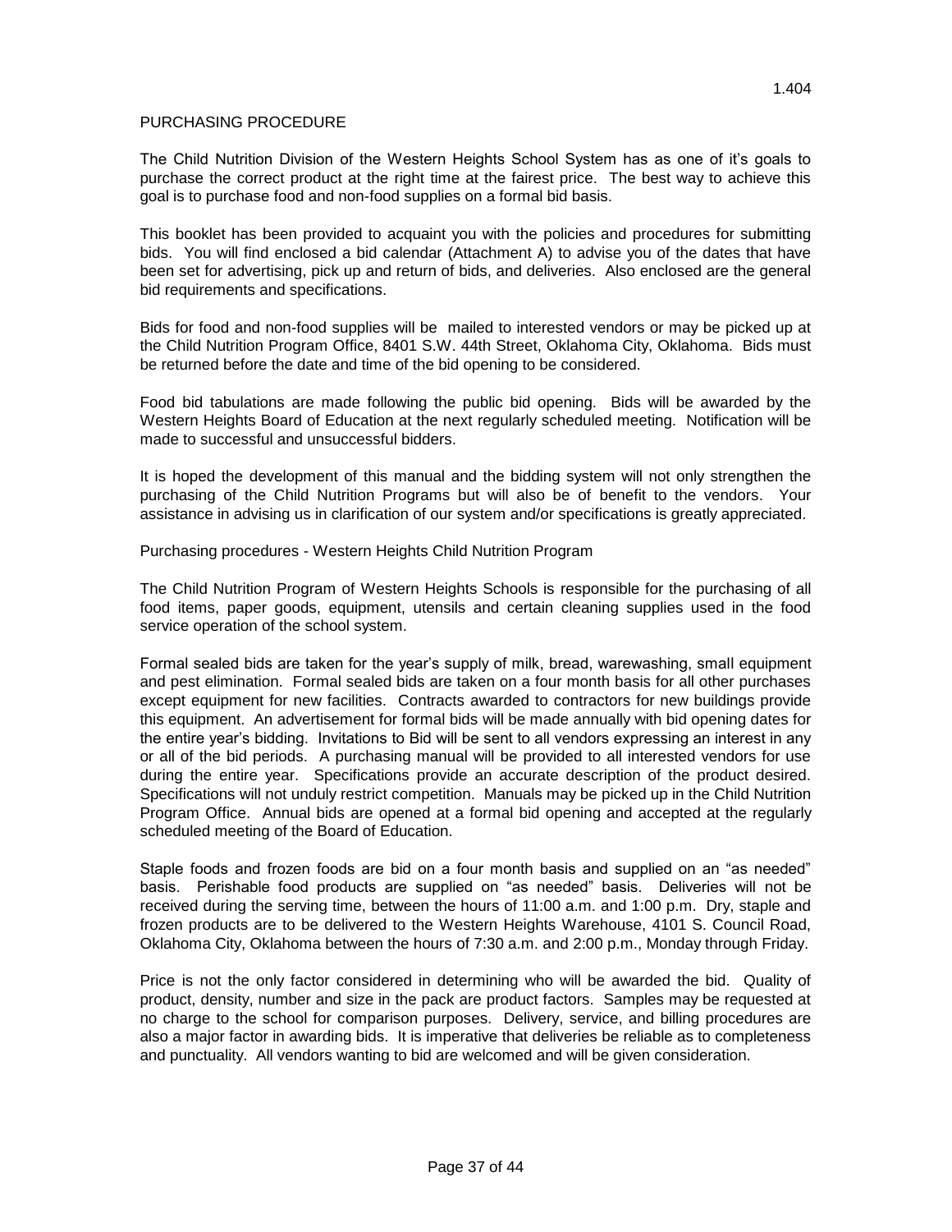1.404

# PURCHASING PROCEDURE

The Child Nutrition Division of the Western Heights School System has as one of it's goals to purchase the correct product at the right time at the fairest price. The best way to achieve this goal is to purchase food and non-food supplies on a formal bid basis.

This booklet has been provided to acquaint you with the policies and procedures for submitting bids. You will find enclosed a bid calendar (Attachment A) to advise you of the dates that have been set for advertising, pick up and return of bids, and deliveries. Also enclosed are the general bid requirements and specifications.

Bids for food and non-food supplies will be mailed to interested vendors or may be picked up at the Child Nutrition Program Office, 8401 S.W. 44th Street, Oklahoma City, Oklahoma. Bids must be returned before the date and time of the bid opening to be considered.

Food bid tabulations are made following the public bid opening. Bids will be awarded by the Western Heights Board of Education at the next regularly scheduled meeting. Notification will be made to successful and unsuccessful bidders.

It is hoped the development of this manual and the bidding system will not only strengthen the purchasing of the Child Nutrition Programs but will also be of benefit to the vendors. Your assistance in advising us in clarification of our system and/or specifications is greatly appreciated.

## Purchasing procedures - Western Heights Child Nutrition Program

The Child Nutrition Program of Western Heights Schools is responsible for the purchasing of all food items, paper goods, equipment, utensils and certain cleaning supplies used in the food service operation of the school system.

Formal sealed bids are taken for the year's supply of milk, bread, warewashing, small equipment and pest elimination. Formal sealed bids are taken on a four month basis for all other purchases except equipment for new facilities. Contracts awarded to contractors for new buildings provide this equipment. An advertisement for formal bids will be made annually with bid opening dates for the entire year's bidding. Invitations to Bid will be sent to all vendors expressing an interest in any or all of the bid periods. A purchasing manual will be provided to all interested vendors for use during the entire year. Specifications provide an accurate description of the product desired. Specifications will not unduly restrict competition. Manuals may be picked up in the Child Nutrition Program Office. Annual bids are opened at a formal bid opening and accepted at the regularly scheduled meeting of the Board of Education.

Staple foods and frozen foods are bid on a four month basis and supplied on an "as needed" basis. Perishable food products are supplied on "as needed" basis. Deliveries will not be received during the serving time, between the hours of 11:00 a.m. and 1:00 p.m. Dry, staple and frozen products are to be delivered to the Western Heights Warehouse, 4101 S. Council Road, Oklahoma City, Oklahoma between the hours of 7:30 a.m. and 2:00 p.m., Monday through Friday.

Price is not the only factor considered in determining who will be awarded the bid. Quality of product, density, number and size in the pack are product factors. Samples may be requested at no charge to the school for comparison purposes. Delivery, service, and billing procedures are also a major factor in awarding bids. It is imperative that deliveries be reliable as to completeness and punctuality. All vendors wanting to bid are welcomed and will be given consideration.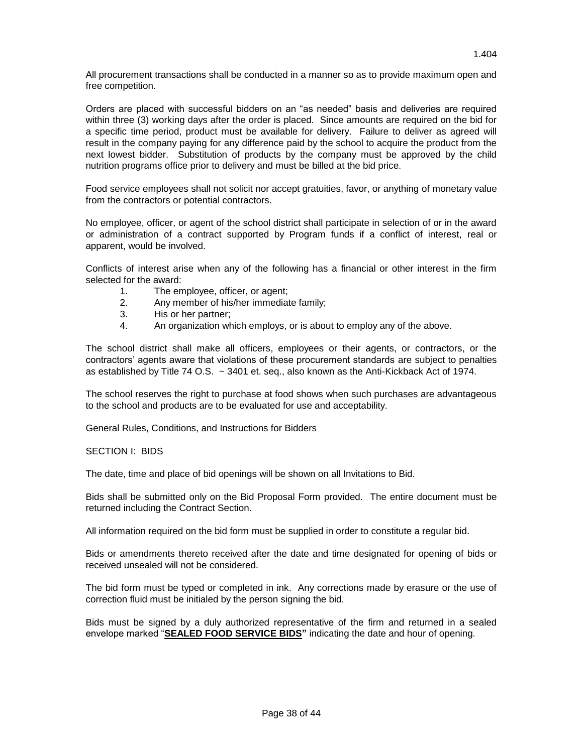All procurement transactions shall be conducted in a manner so as to provide maximum open and free competition.

Orders are placed with successful bidders on an "as needed" basis and deliveries are required within three (3) working days after the order is placed. Since amounts are required on the bid for a specific time period, product must be available for delivery. Failure to deliver as agreed will result in the company paying for any difference paid by the school to acquire the product from the next lowest bidder. Substitution of products by the company must be approved by the child nutrition programs office prior to delivery and must be billed at the bid price.

Food service employees shall not solicit nor accept gratuities, favor, or anything of monetary value from the contractors or potential contractors.

No employee, officer, or agent of the school district shall participate in selection of or in the award or administration of a contract supported by Program funds if a conflict of interest, real or apparent, would be involved.

Conflicts of interest arise when any of the following has a financial or other interest in the firm selected for the award:

1. The employee, officer, or agent;
2. Any member of his/her immediate family;
3. His or her partner;
4. An organization which employs, or is about to employ any of the above.

The school district shall make all officers, employees or their agents, or contractors, or the contractors' agents aware that violations of these procurement standards are subject to penalties as established by Title 74 O.S. ~ 3401 et. seq., also known as the Anti-Kickback Act of 1974.

The school reserves the right to purchase at food shows when such purchases are advantageous to the school and products are to be evaluated for use and acceptability.

General Rules, Conditions, and Instructions for Bidders

SECTION I: BIDS

The date, time and place of bid openings will be shown on all Invitations to Bid.

Bids shall be submitted only on the Bid Proposal Form provided. The entire document must be returned including the Contract Section.

All information required on the bid form must be supplied in order to constitute a regular bid.

Bids or amendments thereto received after the date and time designated for opening of bids or received unsealed will not be considered.

The bid form must be typed or completed in ink. Any corrections made by erasure or the use of correction fluid must be initialed by the person signing the bid.

Bids must be signed by a duly authorized representative of the firm and returned in a sealed envelope marked "**SEALED FOOD SERVICE BIDS"** indicating the date and hour of opening.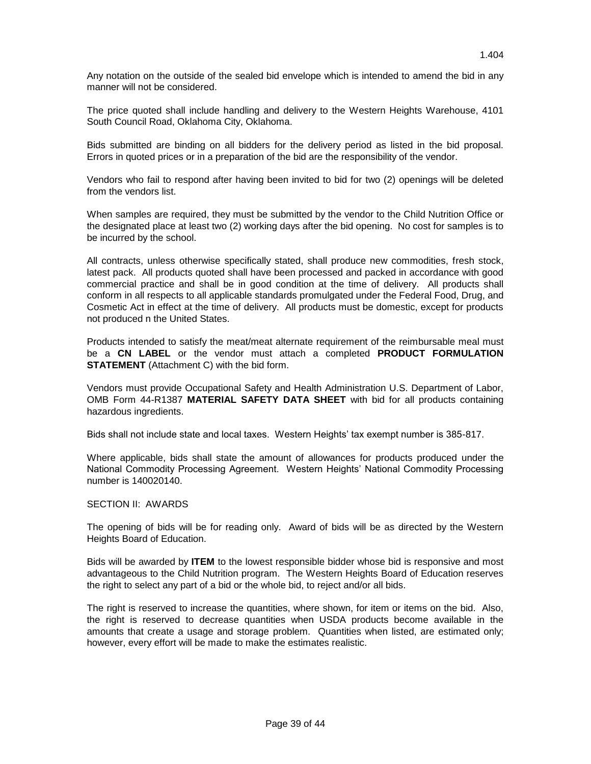Any notation on the outside of the sealed bid envelope which is intended to amend the bid in any manner will not be considered.

The price quoted shall include handling and delivery to the Western Heights Warehouse, 4101 South Council Road, Oklahoma City, Oklahoma.

Bids submitted are binding on all bidders for the delivery period as listed in the bid proposal. Errors in quoted prices or in a preparation of the bid are the responsibility of the vendor.

Vendors who fail to respond after having been invited to bid for two (2) openings will be deleted from the vendors list.

When samples are required, they must be submitted by the vendor to the Child Nutrition Office or the designated place at least two (2) working days after the bid opening. No cost for samples is to be incurred by the school.

All contracts, unless otherwise specifically stated, shall produce new commodities, fresh stock, latest pack. All products quoted shall have been processed and packed in accordance with good commercial practice and shall be in good condition at the time of delivery. All products shall conform in all respects to all applicable standards promulgated under the Federal Food, Drug, and Cosmetic Act in effect at the time of delivery. All products must be domestic, except for products not produced n the United States.

Products intended to satisfy the meat/meat alternate requirement of the reimbursable meal must be a **CN LABEL** or the vendor must attach a completed **PRODUCT FORMULATION STATEMENT** (Attachment C) with the bid form.

Vendors must provide Occupational Safety and Health Administration U.S. Department of Labor, OMB Form 44-R1387 **MATERIAL SAFETY DATA SHEET** with bid for all products containing hazardous ingredients.

Bids shall not include state and local taxes. Western Heights' tax exempt number is 385-817.

Where applicable, bids shall state the amount of allowances for products produced under the National Commodity Processing Agreement. Western Heights' National Commodity Processing number is 140020140.

SECTION II: AWARDS

The opening of bids will be for reading only. Award of bids will be as directed by the Western Heights Board of Education.

Bids will be awarded by **ITEM** to the lowest responsible bidder whose bid is responsive and most advantageous to the Child Nutrition program. The Western Heights Board of Education reserves the right to select any part of a bid or the whole bid, to reject and/or all bids.

The right is reserved to increase the quantities, where shown, for item or items on the bid. Also, the right is reserved to decrease quantities when USDA products become available in the amounts that create a usage and storage problem. Quantities when listed, are estimated only; however, every effort will be made to make the estimates realistic.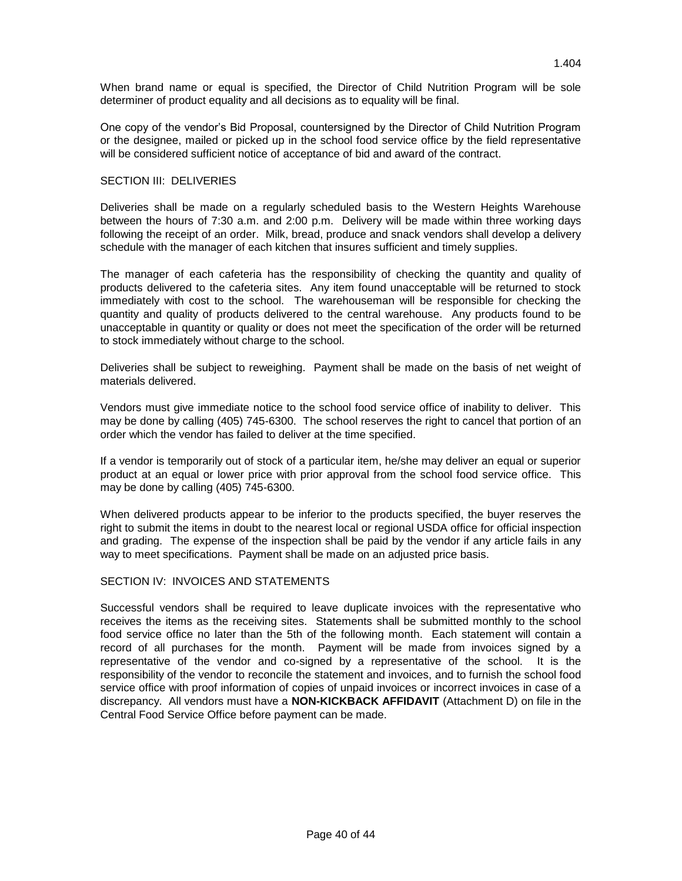When brand name or equal is specified, the Director of Child Nutrition Program will be sole determiner of product equality and all decisions as to equality will be final.

One copy of the vendor's Bid Proposal, countersigned by the Director of Child Nutrition Program or the designee, mailed or picked up in the school food service office by the field representative will be considered sufficient notice of acceptance of bid and award of the contract.

SECTION III: DELIVERIES

Deliveries shall be made on a regularly scheduled basis to the Western Heights Warehouse between the hours of 7:30 a.m. and 2:00 p.m. Delivery will be made within three working days following the receipt of an order. Milk, bread, produce and snack vendors shall develop a delivery schedule with the manager of each kitchen that insures sufficient and timely supplies.

The manager of each cafeteria has the responsibility of checking the quantity and quality of products delivered to the cafeteria sites. Any item found unacceptable will be returned to stock immediately with cost to the school. The warehouseman will be responsible for checking the quantity and quality of products delivered to the central warehouse. Any products found to be unacceptable in quantity or quality or does not meet the specification of the order will be returned to stock immediately without charge to the school.

Deliveries shall be subject to reweighing. Payment shall be made on the basis of net weight of materials delivered.

Vendors must give immediate notice to the school food service office of inability to deliver. This may be done by calling (405) 745-6300. The school reserves the right to cancel that portion of an order which the vendor has failed to deliver at the time specified.

If a vendor is temporarily out of stock of a particular item, he/she may deliver an equal or superior product at an equal or lower price with prior approval from the school food service office. This may be done by calling (405) 745-6300.

When delivered products appear to be inferior to the products specified, the buyer reserves the right to submit the items in doubt to the nearest local or regional USDA office for official inspection and grading. The expense of the inspection shall be paid by the vendor if any article fails in any way to meet specifications. Payment shall be made on an adjusted price basis.

SECTION IV: INVOICES AND STATEMENTS

Successful vendors shall be required to leave duplicate invoices with the representative who receives the items as the receiving sites. Statements shall be submitted monthly to the school food service office no later than the 5th of the following month. Each statement will contain a record of all purchases for the month. Payment will be made from invoices signed by a representative of the vendor and co-signed by a representative of the school. It is the responsibility of the vendor to reconcile the statement and invoices, and to furnish the school food service office with proof information of copies of unpaid invoices or incorrect invoices in case of a discrepancy. All vendors must have a **NON-KICKBACK AFFIDAVIT** (Attachment D) on file in the Central Food Service Office before payment can be made.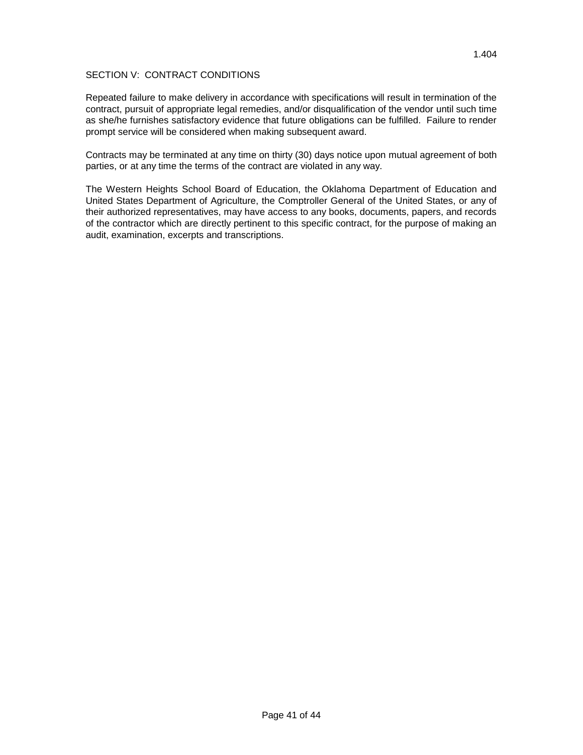## SECTION V: CONTRACT CONDITIONS

Repeated failure to make delivery in accordance with specifications will result in termination of the contract, pursuit of appropriate legal remedies, and/or disqualification of the vendor until such time as she/he furnishes satisfactory evidence that future obligations can be fulfilled. Failure to render prompt service will be considered when making subsequent award.

Contracts may be terminated at any time on thirty (30) days notice upon mutual agreement of both parties, or at any time the terms of the contract are violated in any way.

The Western Heights School Board of Education, the Oklahoma Department of Education and United States Department of Agriculture, the Comptroller General of the United States, or any of their authorized representatives, may have access to any books, documents, papers, and records of the contractor which are directly pertinent to this specific contract, for the purpose of making an audit, examination, excerpts and transcriptions.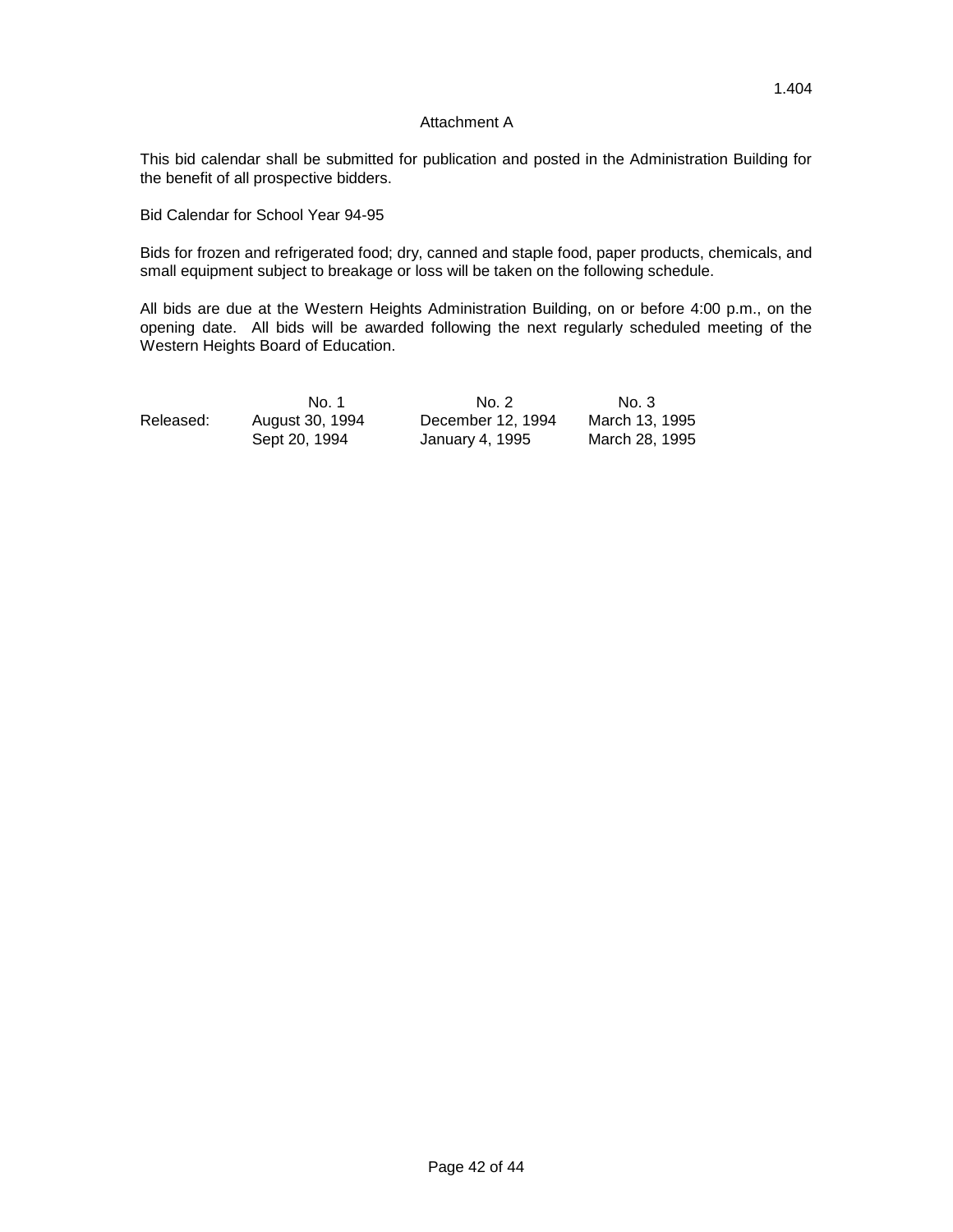1.404

## Attachment A

This bid calendar shall be submitted for publication and posted in the Administration Building for the benefit of all prospective bidders.

Bid Calendar for School Year 94-95

Bids for frozen and refrigerated food; dry, canned and staple food, paper products, chemicals, and small equipment subject to breakage or loss will be taken on the following schedule.

All bids are due at the Western Heights Administration Building, on or before 4:00 p.m., on the opening date. All bids will be awarded following the next regularly scheduled meeting of the Western Heights Board of Education.

| | No. 1 | No. 2 | No. 3 |
|---|---|---|---|
| Released: | August 30, 1994 | December 12, 1994 | March 13, 1995 |
| | Sept 20, 1994 | January 4, 1995 | March 28, 1995 |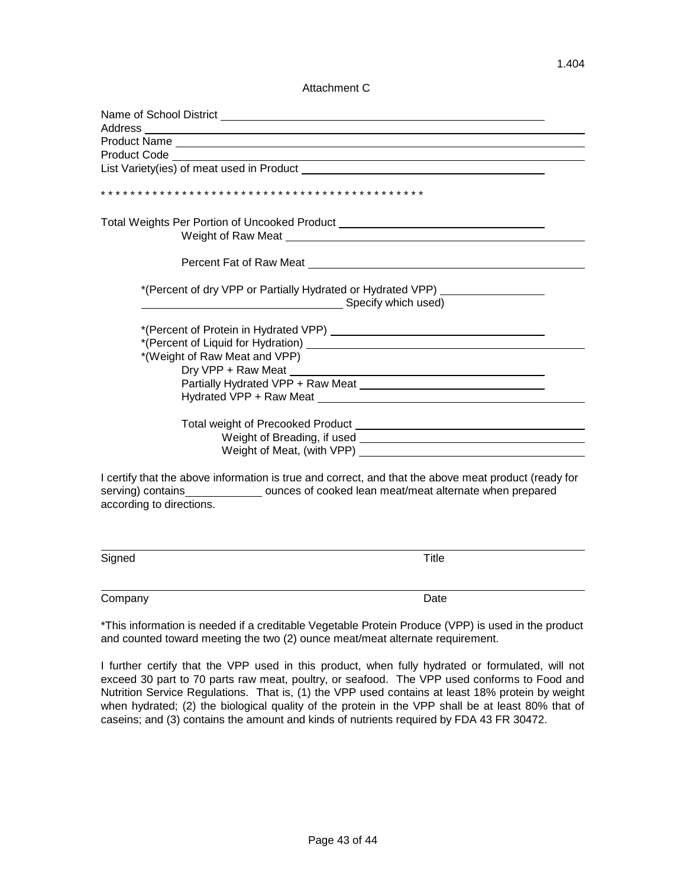1.404

Attachment C

Name of School District \_\_\_\_\_\_\_\_\_\_\_\_\_\_\_\_\_\_\_\_\_\_\_\_\_\_\_\_\_\_\_\_\_\_\_\_\_\_\_\_

Address \_\_\_\_\_\_\_\_\_\_\_\_\_\_\_\_\_\_\_\_\_\_\_\_\_\_\_\_\_\_\_\_\_\_\_\_\_\_\_\_\_\_\_\_\_\_\_\_\_\_\_

Product Name \_\_\_\_\_\_\_\_\_\_\_\_\_\_\_\_\_\_\_\_\_\_\_\_\_\_\_\_\_\_\_\_\_\_\_\_\_\_\_\_\_\_\_\_\_\_

Product Code \_\_\_\_\_\_\_\_\_\_\_\_\_\_\_\_\_\_\_\_\_\_\_\_\_\_\_\_\_\_\_\_\_\_\_\_\_\_\_\_\_\_\_\_\_\_

List Variety(ies) of meat used in Product \_\_\_\_\_\_\_\_\_\_\_\_\_\_\_\_\_\_\_\_\_\_\_\_\_\_\_\_\_\_

\* \* \* \* \* \* \* \* \* \* \* \* \* \* \* \* \* \* \* \* \* \* \* \* \* \* \* \* \* \* \* \* \* \* \* \* \* \* \* \* \* \* \* \* \*

Total Weights Per Portion of Uncooked Product \_\_\_\_\_\_\_\_\_\_\_\_\_\_\_\_\_\_\_\_\_\_\_\_\_\_

Weight of Raw Meat \_\_\_\_\_\_\_\_\_\_\_\_\_\_\_\_\_\_\_\_\_\_\_\_\_\_\_\_\_\_\_\_\_\_\_\_\_\_\_\_

Percent Fat of Raw Meat \_\_\_\_\_\_\_\_\_\_\_\_\_\_\_\_\_\_\_\_\_\_\_\_\_\_\_\_\_\_\_\_\_\_\_\_\_\_

\*(Percent of dry VPP or Partially Hydrated or Hydrated VPP) \_\_\_\_\_\_\_\_\_\_\_\_\_\_

\_\_\_\_\_\_\_\_\_\_\_\_\_\_\_\_\_\_\_\_\_\_\_\_\_\_\_\_ Specify which used)

\*(Percent of Protein in Hydrated VPP) \_\_\_\_\_\_\_\_\_\_\_\_\_\_\_\_\_\_\_\_\_\_\_\_\_\_\_\_\_\_

\*(Percent of Liquid for Hydration) \_\_\_\_\_\_\_\_\_\_\_\_\_\_\_\_\_\_\_\_\_\_\_\_\_\_\_\_\_\_\_\_\_\_\_

\*(Weight of Raw Meat and VPP)

Dry VPP + Raw Meat \_\_\_\_\_\_\_\_\_\_\_\_\_\_\_\_\_\_\_\_\_\_\_\_\_\_\_\_\_\_\_\_\_\_\_\_

Partially Hydrated VPP + Raw Meat \_\_\_\_\_\_\_\_\_\_\_\_\_\_\_\_\_\_\_\_\_\_\_\_\_\_

Hydrated VPP + Raw Meat \_\_\_\_\_\_\_\_\_\_\_\_\_\_\_\_\_\_\_\_\_\_\_\_\_\_\_\_\_\_\_\_\_\_\_

Total weight of Precooked Product \_\_\_\_\_\_\_\_\_\_\_\_\_\_\_\_\_\_\_\_\_\_\_\_\_\_\_\_\_\_

Weight of Breading, if used \_\_\_\_\_\_\_\_\_\_\_\_\_\_\_\_\_\_\_\_\_\_\_\_\_\_\_\_\_\_

Weight of Meat, (with VPP) \_\_\_\_\_\_\_\_\_\_\_\_\_\_\_\_\_\_\_\_\_\_\_\_\_\_\_\_\_\_

I certify that the above information is true and correct, and that the above meat product (ready for serving) contains\_\_\_\_\_\_\_\_\_\_\_\_ ounces of cooked lean meat/meat alternate when prepared according to directions.

\_\_\_\_\_\_\_\_\_\_\_\_\_\_\_\_\_\_\_\_\_\_\_\_\_\_\_\_\_\_\_\_\_\_\_\_\_\_\_\_\_\_\_\_\_\_\_\_\_\_\_\_\_\_\_\_\_\_\_\_\_\_\_\_\_\_\_\_

Signed Title

\_\_\_\_\_\_\_\_\_\_\_\_\_\_\_\_\_\_\_\_\_\_\_\_\_\_\_\_\_\_\_\_\_\_\_\_\_\_\_\_\_\_\_\_\_\_\_\_\_\_\_\_\_\_\_\_\_\_\_\_\_\_\_\_\_\_\_\_

Company Date

\*This information is needed if a creditable Vegetable Protein Produce (VPP) is used in the product and counted toward meeting the two (2) ounce meat/meat alternate requirement.

I further certify that the VPP used in this product, when fully hydrated or formulated, will not exceed 30 part to 70 parts raw meat, poultry, or seafood. The VPP used conforms to Food and Nutrition Service Regulations. That is, (1) the VPP used contains at least 18% protein by weight when hydrated; (2) the biological quality of the protein in the VPP shall be at least 80% that of caseins; and (3) contains the amount and kinds of nutrients required by FDA 43 FR 30472.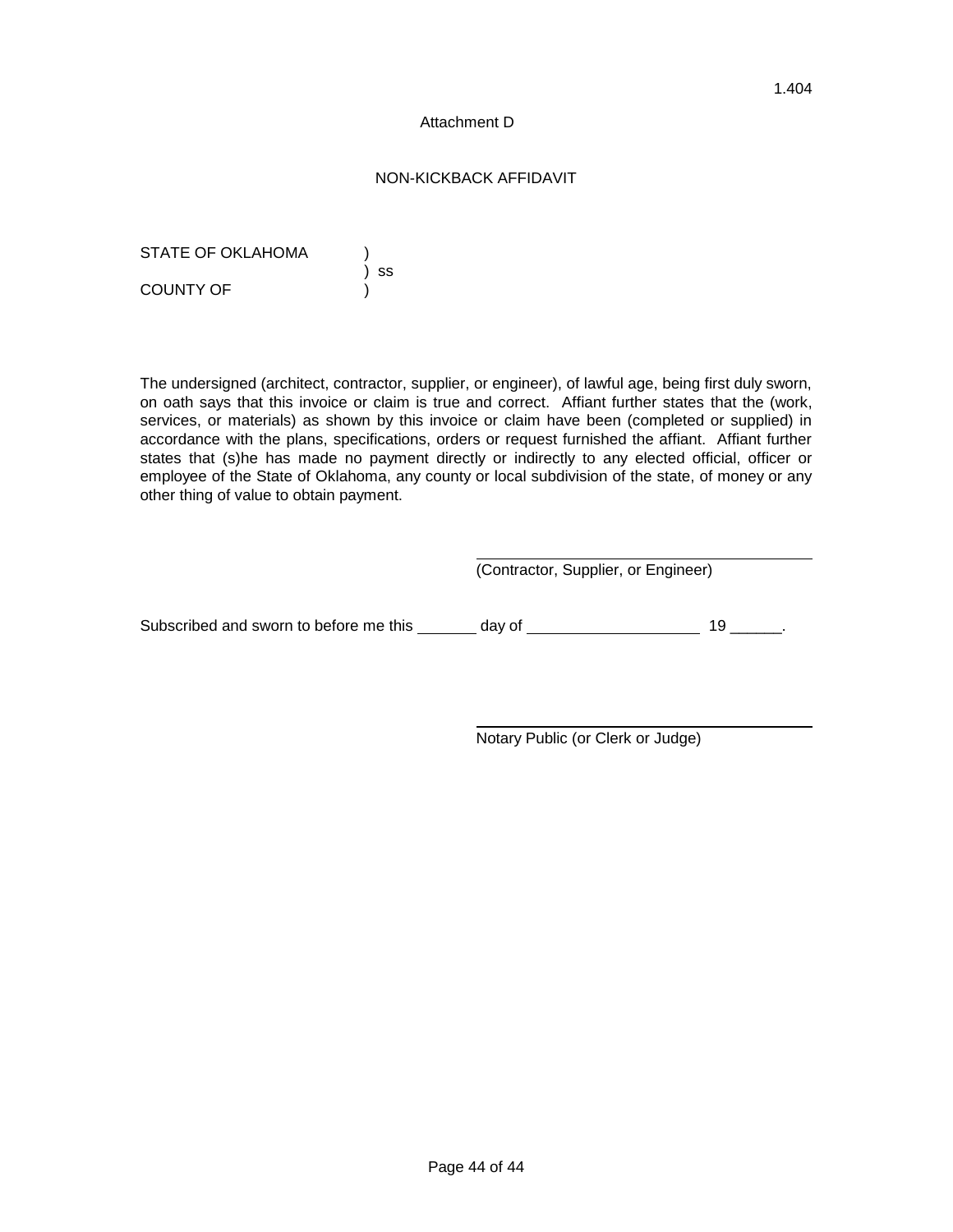1.404

Attachment D

NON-KICKBACK AFFIDAVIT

STATE OF OKLAHOMA )
) ss
COUNTY OF )

The undersigned (architect, contractor, supplier, or engineer), of lawful age, being first duly sworn, on oath says that this invoice or claim is true and correct. Affiant further states that the (work, services, or materials) as shown by this invoice or claim have been (completed or supplied) in accordance with the plans, specifications, orders or request furnished the affiant. Affiant further states that (s)he has made no payment directly or indirectly to any elected official, officer or employee of the State of Oklahoma, any county or local subdivision of the state, of money or any other thing of value to obtain payment.

\_\_\_\_\_\_\_\_\_\_\_\_\_\_\_\_\_\_\_\_\_\_\_\_\_\_\_\_\_\_\_\_\_\_\_\_\_\_
(Contractor, Supplier, or Engineer)

Subscribed and sworn to before me this \_\_\_\_\_\_\_ day of \_\_\_\_\_\_\_\_\_\_\_\_\_\_\_\_\_\_\_\_ 19 \_\_\_\_\_\_.

\_\_\_\_\_\_\_\_\_\_\_\_\_\_\_\_\_\_\_\_\_\_\_\_\_\_\_\_\_\_\_\_\_\_\_\_\_\_
Notary Public (or Clerk or Judge)